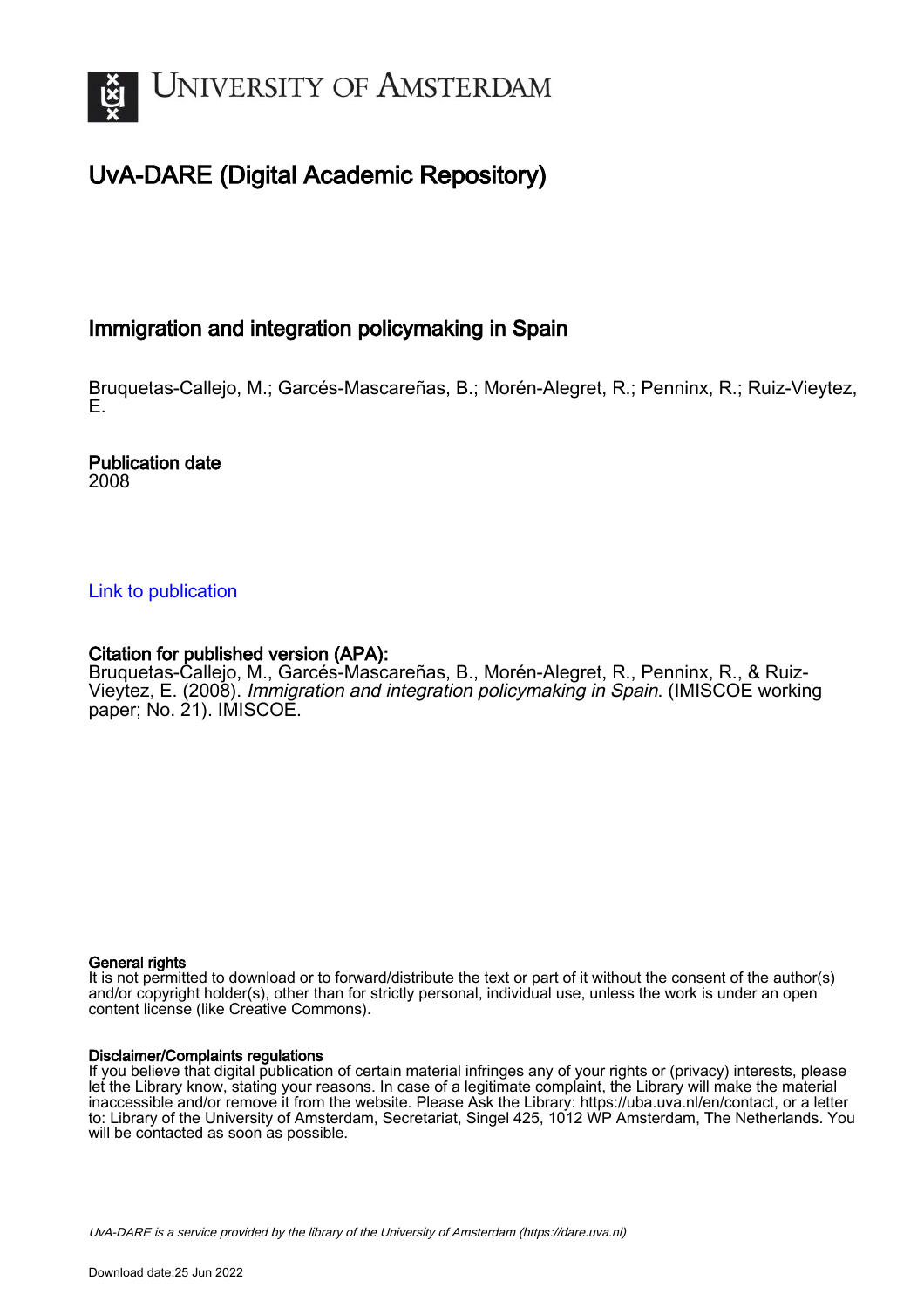# UvA-DARE (Digital Academic Repository)

## Immigration and integration policymaking in Spain

Bruquetas-Callejo, M.; Garcés-Mascareñas, B.; Morén-Alegret, R.; Penninx, R.; Ruiz-Vieytez, E.

**Publication date**
2008

Link to publication

**Citation for published version (APA):**
Bruquetas-Callejo, M., Garcés-Mascareñas, B., Morén-Alegret, R., Penninx, R., & Ruiz-Vieytez, E. (2008). *Immigration and integration policymaking in Spain*. (IMISCOE working paper; No. 21). IMISCOE.

**General rights**
It is not permitted to download or to forward/distribute the text or part of it without the consent of the author(s) and/or copyright holder(s), other than for strictly personal, individual use, unless the work is under an open content license (like Creative Commons).

**Disclaimer/Complaints regulations**
If you believe that digital publication of certain material infringes any of your rights or (privacy) interests, please let the Library know, stating your reasons. In case of a legitimate complaint, the Library will make the material inaccessible and/or remove it from the website. Please Ask the Library: https://uba.uva.nl/en/contact, or a letter to: Library of the University of Amsterdam, Secretariat, Singel 425, 1012 WP Amsterdam, The Netherlands. You will be contacted as soon as possible.

*UvA-DARE is a service provided by the library of the University of Amsterdam (https://dare.uva.nl)*

Download date:25 Jun 2022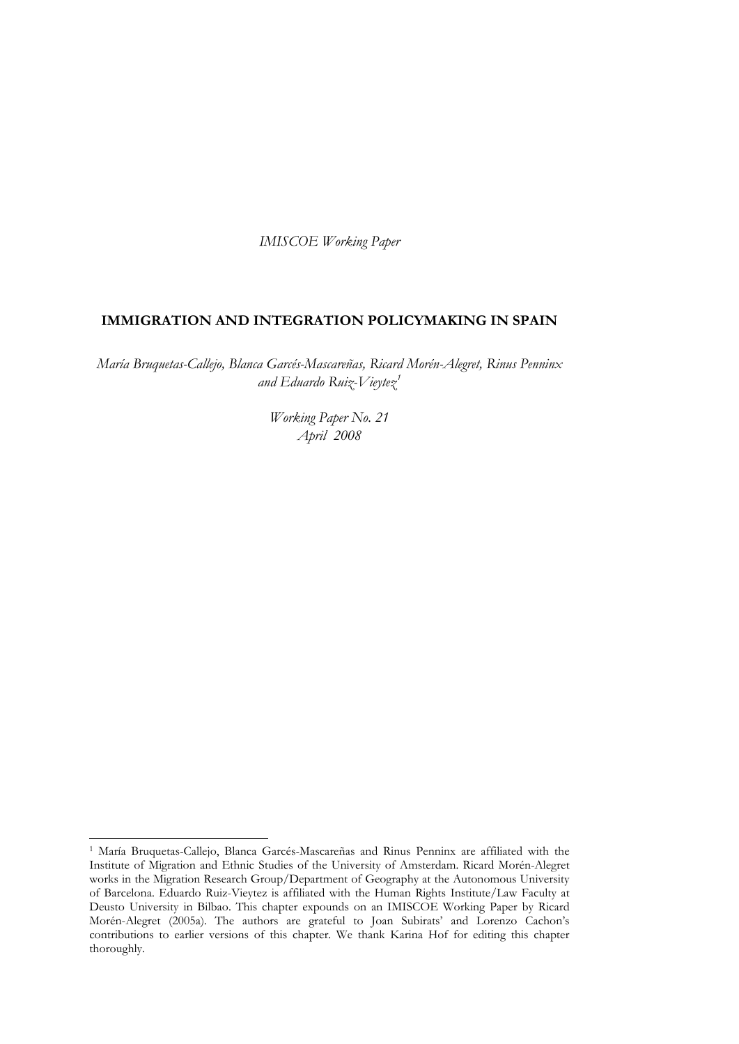*IMISCOE Working Paper*

# IMMIGRATION AND INTEGRATION POLICYMAKING IN SPAIN

*María Bruquetas-Callejo, Blanca Garcés-Mascareñas, Ricard Morén-Alegret, Rinus Penninx and Eduardo Ruiz-Vieytez*[1]

*Working Paper No. 21*
*April 2008*

[1] María Bruquetas-Callejo, Blanca Garcés-Mascareñas and Rinus Penninx are affiliated with the Institute of Migration and Ethnic Studies of the University of Amsterdam. Ricard Morén-Alegret works in the Migration Research Group/Department of Geography at the Autonomous University of Barcelona. Eduardo Ruiz-Vieytez is affiliated with the Human Rights Institute/Law Faculty at Deusto University in Bilbao. This chapter expounds on an IMISCOE Working Paper by Ricard Morén-Alegret (2005a). The authors are grateful to Joan Subirats' and Lorenzo Cachon's contributions to earlier versions of this chapter. We thank Karina Hof for editing this chapter thoroughly.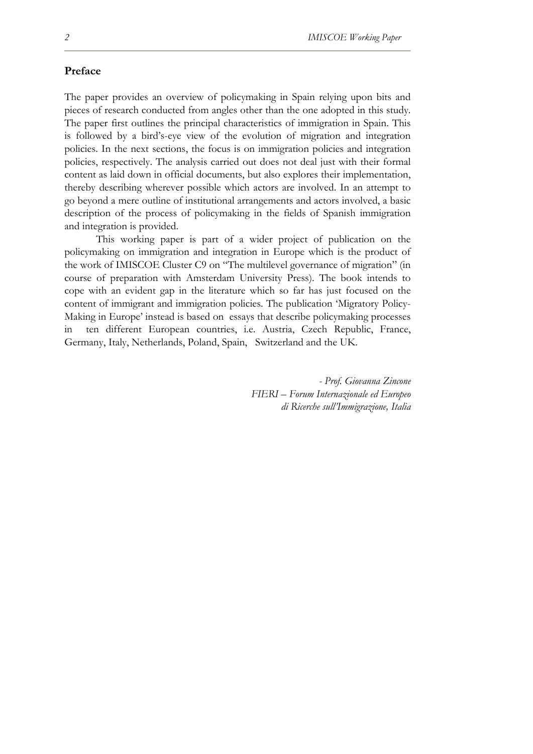## Preface

The paper provides an overview of policymaking in Spain relying upon bits and pieces of research conducted from angles other than the one adopted in this study. The paper first outlines the principal characteristics of immigration in Spain. This is followed by a bird's-eye view of the evolution of migration and integration policies. In the next sections, the focus is on immigration policies and integration policies, respectively. The analysis carried out does not deal just with their formal content as laid down in official documents, but also explores their implementation, thereby describing wherever possible which actors are involved. In an attempt to go beyond a mere outline of institutional arrangements and actors involved, a basic description of the process of policymaking in the fields of Spanish immigration and integration is provided.

This working paper is part of a wider project of publication on the policymaking on immigration and integration in Europe which is the product of the work of IMISCOE Cluster C9 on "The multilevel governance of migration" (in course of preparation with Amsterdam University Press). The book intends to cope with an evident gap in the literature which so far has just focused on the content of immigrant and immigration policies. The publication 'Migratory Policy-Making in Europe' instead is based on essays that describe policymaking processes in ten different European countries, i.e. Austria, Czech Republic, France, Germany, Italy, Netherlands, Poland, Spain, Switzerland and the UK.

*- Prof. Giovanna Zincone*
*FIERI – Forum Internazionale ed Europeo di Ricerche sull'Immigrazione, Italia*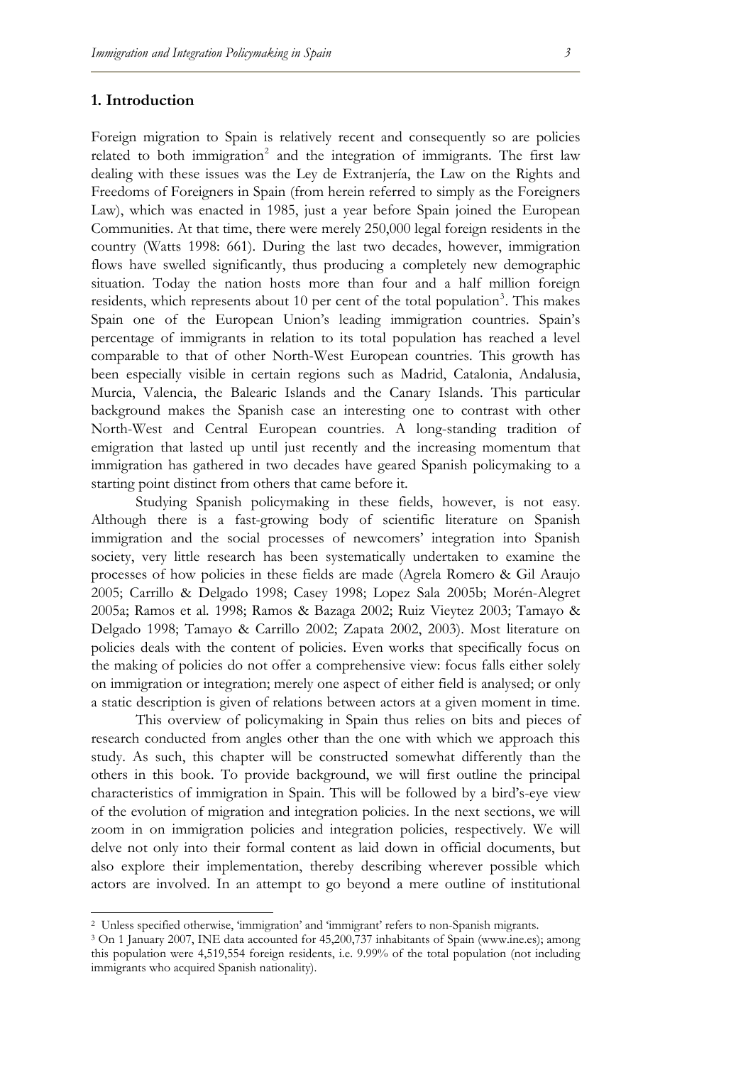## 1. Introduction

Foreign migration to Spain is relatively recent and consequently so are policies related to both immigration[2] and the integration of immigrants. The first law dealing with these issues was the Ley de Extranjería, the Law on the Rights and Freedoms of Foreigners in Spain (from herein referred to simply as the Foreigners Law), which was enacted in 1985, just a year before Spain joined the European Communities. At that time, there were merely 250,000 legal foreign residents in the country (Watts 1998: 661). During the last two decades, however, immigration flows have swelled significantly, thus producing a completely new demographic situation. Today the nation hosts more than four and a half million foreign residents, which represents about 10 per cent of the total population[3]. This makes Spain one of the European Union's leading immigration countries. Spain's percentage of immigrants in relation to its total population has reached a level comparable to that of other North-West European countries. This growth has been especially visible in certain regions such as Madrid, Catalonia, Andalusia, Murcia, Valencia, the Balearic Islands and the Canary Islands. This particular background makes the Spanish case an interesting one to contrast with other North-West and Central European countries. A long-standing tradition of emigration that lasted up until just recently and the increasing momentum that immigration has gathered in two decades have geared Spanish policymaking to a starting point distinct from others that came before it.

Studying Spanish policymaking in these fields, however, is not easy. Although there is a fast-growing body of scientific literature on Spanish immigration and the social processes of newcomers' integration into Spanish society, very little research has been systematically undertaken to examine the processes of how policies in these fields are made (Agrela Romero & Gil Araujo 2005; Carrillo & Delgado 1998; Casey 1998; Lopez Sala 2005b; Morén-Alegret 2005a; Ramos et al. 1998; Ramos & Bazaga 2002; Ruiz Vieytez 2003; Tamayo & Delgado 1998; Tamayo & Carrillo 2002; Zapata 2002, 2003). Most literature on policies deals with the content of policies. Even works that specifically focus on the making of policies do not offer a comprehensive view: focus falls either solely on immigration or integration; merely one aspect of either field is analysed; or only a static description is given of relations between actors at a given moment in time.

This overview of policymaking in Spain thus relies on bits and pieces of research conducted from angles other than the one with which we approach this study. As such, this chapter will be constructed somewhat differently than the others in this book. To provide background, we will first outline the principal characteristics of immigration in Spain. This will be followed by a bird's-eye view of the evolution of migration and integration policies. In the next sections, we will zoom in on immigration policies and integration policies, respectively. We will delve not only into their formal content as laid down in official documents, but also explore their implementation, thereby describing wherever possible which actors are involved. In an attempt to go beyond a mere outline of institutional

---

[2] Unless specified otherwise, 'immigration' and 'immigrant' refers to non-Spanish migrants.

[3] On 1 January 2007, INE data accounted for 45,200,737 inhabitants of Spain (www.ine.es); among this population were 4,519,554 foreign residents, i.e. 9.99% of the total population (not including immigrants who acquired Spanish nationality).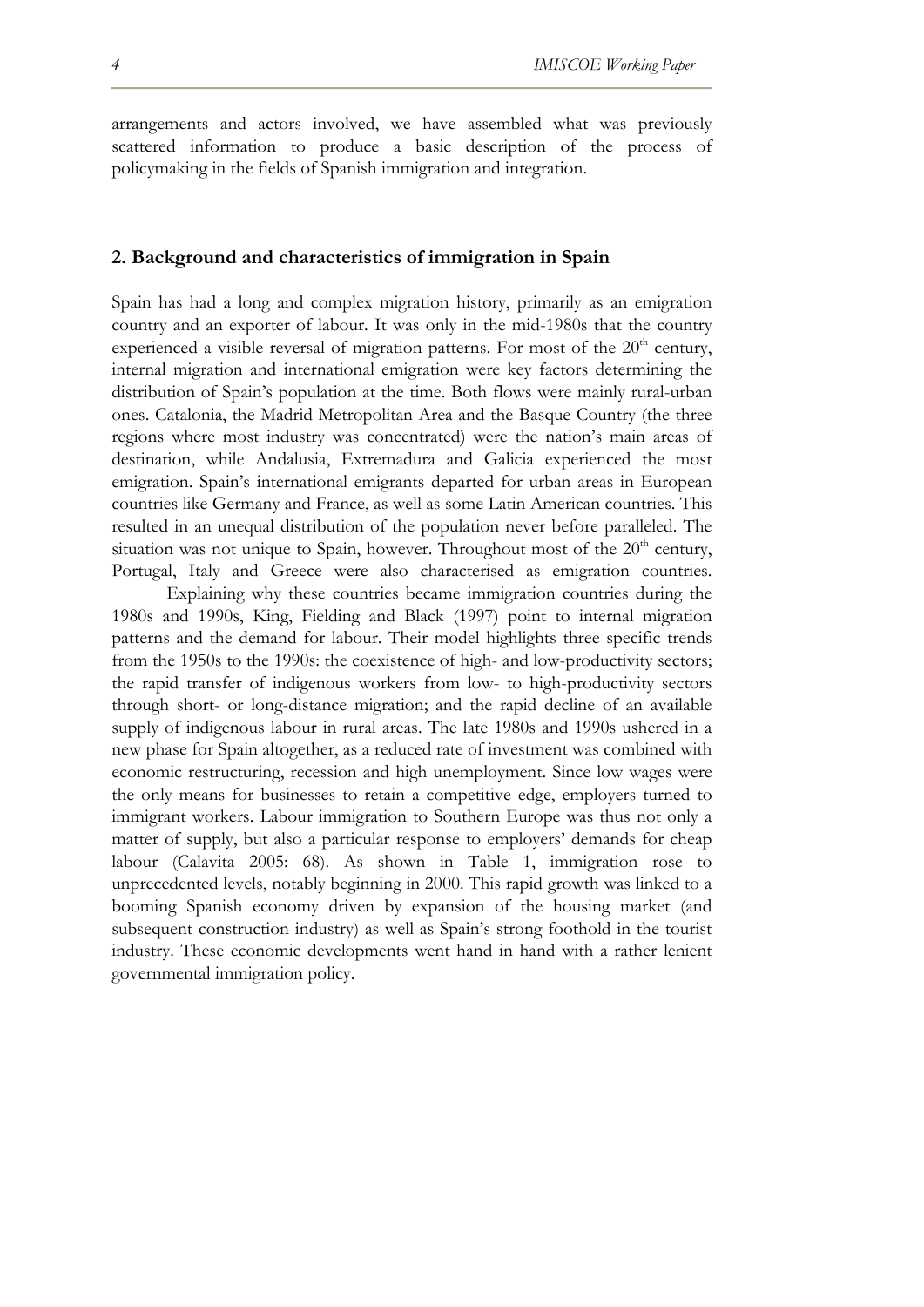arrangements and actors involved, we have assembled what was previously scattered information to produce a basic description of the process of policymaking in the fields of Spanish immigration and integration.

## 2. Background and characteristics of immigration in Spain

Spain has had a long and complex migration history, primarily as an emigration country and an exporter of labour. It was only in the mid-1980s that the country experienced a visible reversal of migration patterns. For most of the 20th century, internal migration and international emigration were key factors determining the distribution of Spain's population at the time. Both flows were mainly rural-urban ones. Catalonia, the Madrid Metropolitan Area and the Basque Country (the three regions where most industry was concentrated) were the nation's main areas of destination, while Andalusia, Extremadura and Galicia experienced the most emigration. Spain's international emigrants departed for urban areas in European countries like Germany and France, as well as some Latin American countries. This resulted in an unequal distribution of the population never before paralleled. The situation was not unique to Spain, however. Throughout most of the 20th century, Portugal, Italy and Greece were also characterised as emigration countries.

Explaining why these countries became immigration countries during the 1980s and 1990s, King, Fielding and Black (1997) point to internal migration patterns and the demand for labour. Their model highlights three specific trends from the 1950s to the 1990s: the coexistence of high- and low-productivity sectors; the rapid transfer of indigenous workers from low- to high-productivity sectors through short- or long-distance migration; and the rapid decline of an available supply of indigenous labour in rural areas. The late 1980s and 1990s ushered in a new phase for Spain altogether, as a reduced rate of investment was combined with economic restructuring, recession and high unemployment. Since low wages were the only means for businesses to retain a competitive edge, employers turned to immigrant workers. Labour immigration to Southern Europe was thus not only a matter of supply, but also a particular response to employers' demands for cheap labour (Calavita 2005: 68). As shown in Table 1, immigration rose to unprecedented levels, notably beginning in 2000. This rapid growth was linked to a booming Spanish economy driven by expansion of the housing market (and subsequent construction industry) as well as Spain's strong foothold in the tourist industry. These economic developments went hand in hand with a rather lenient governmental immigration policy.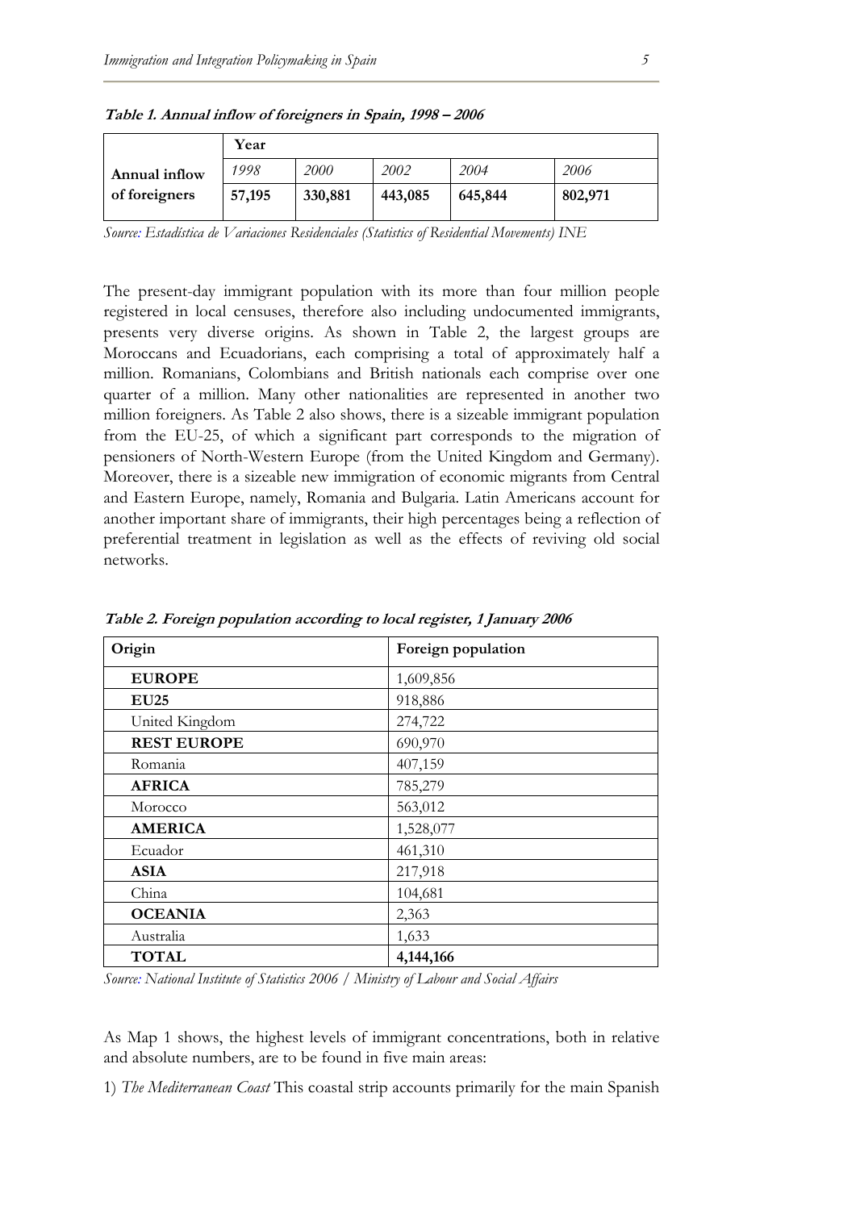**Table 1. Annual inflow of foreigners in Spain, 1998 – 2006**

| | Year | | | | |
|---|---|---|---|---|---|
| **Annual inflow of foreigners** | *1998* | *2000* | *2002* | *2004* | *2006* |
| | **57,195** | **330,881** | **443,085** | **645,844** | **802,971** |

*Source: Estadística de Variaciones Residenciales (Statistics of Residential Movements) INE*

The present-day immigrant population with its more than four million people registered in local censuses, therefore also including undocumented immigrants, presents very diverse origins. As shown in Table 2, the largest groups are Moroccans and Ecuadorians, each comprising a total of approximately half a million. Romanians, Colombians and British nationals each comprise over one quarter of a million. Many other nationalities are represented in another two million foreigners. As Table 2 also shows, there is a sizeable immigrant population from the EU-25, of which a significant part corresponds to the migration of pensioners of North-Western Europe (from the United Kingdom and Germany). Moreover, there is a sizeable new immigration of economic migrants from Central and Eastern Europe, namely, Romania and Bulgaria. Latin Americans account for another important share of immigrants, their high percentages being a reflection of preferential treatment in legislation as well as the effects of reviving old social networks.

**Table 2. Foreign population according to local register, 1 January 2006**

| Origin | Foreign population |
|---|---|
| **EUROPE** | 1,609,856 |
| **EU25** | 918,886 |
| United Kingdom | 274,722 |
| **REST EUROPE** | 690,970 |
| Romania | 407,159 |
| **AFRICA** | 785,279 |
| Morocco | 563,012 |
| **AMERICA** | 1,528,077 |
| Ecuador | 461,310 |
| **ASIA** | 217,918 |
| China | 104,681 |
| **OCEANIA** | 2,363 |
| Australia | 1,633 |
| **TOTAL** | **4,144,166** |

*Source: National Institute of Statistics 2006 / Ministry of Labour and Social Affairs*

As Map 1 shows, the highest levels of immigrant concentrations, both in relative and absolute numbers, are to be found in five main areas:

1) *The Mediterranean Coast* This coastal strip accounts primarily for the main Spanish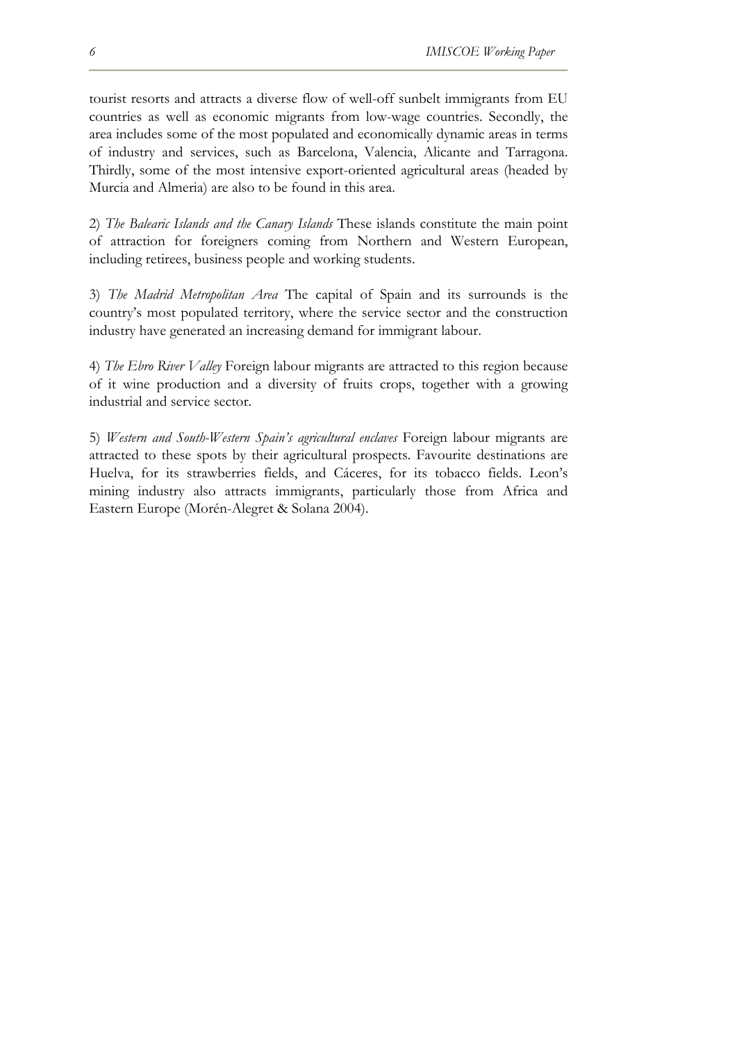tourist resorts and attracts a diverse flow of well-off sunbelt immigrants from EU countries as well as economic migrants from low-wage countries. Secondly, the area includes some of the most populated and economically dynamic areas in terms of industry and services, such as Barcelona, Valencia, Alicante and Tarragona. Thirdly, some of the most intensive export-oriented agricultural areas (headed by Murcia and Almeria) are also to be found in this area.

2) *The Balearic Islands and the Canary Islands* These islands constitute the main point of attraction for foreigners coming from Northern and Western European, including retirees, business people and working students.

3) *The Madrid Metropolitan Area* The capital of Spain and its surrounds is the country's most populated territory, where the service sector and the construction industry have generated an increasing demand for immigrant labour.

4) *The Ebro River Valley* Foreign labour migrants are attracted to this region because of it wine production and a diversity of fruits crops, together with a growing industrial and service sector.

5) *Western and South-Western Spain's agricultural enclaves* Foreign labour migrants are attracted to these spots by their agricultural prospects. Favourite destinations are Huelva, for its strawberries fields, and Cáceres, for its tobacco fields. Leon's mining industry also attracts immigrants, particularly those from Africa and Eastern Europe (Morén-Alegret & Solana 2004).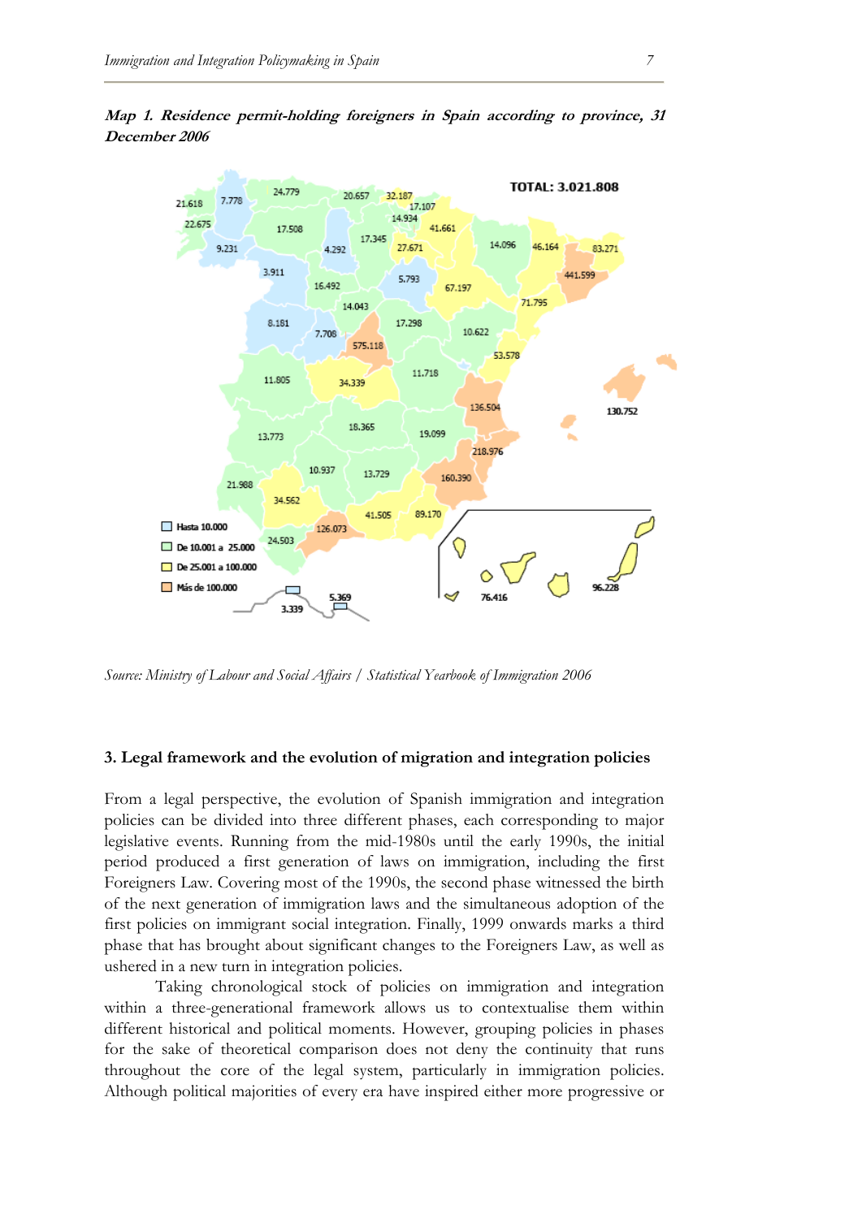***Map 1. Residence permit-holding foreigners in Spain according to province, 31 December 2006***

*Source: Ministry of Labour and Social Affairs / Statistical Yearbook of Immigration 2006*

### 3. Legal framework and the evolution of migration and integration policies

From a legal perspective, the evolution of Spanish immigration and integration policies can be divided into three different phases, each corresponding to major legislative events. Running from the mid-1980s until the early 1990s, the initial period produced a first generation of laws on immigration, including the first Foreigners Law. Covering most of the 1990s, the second phase witnessed the birth of the next generation of immigration laws and the simultaneous adoption of the first policies on immigrant social integration. Finally, 1999 onwards marks a third phase that has brought about significant changes to the Foreigners Law, as well as ushered in a new turn in integration policies.

Taking chronological stock of policies on immigration and integration within a three-generational framework allows us to contextualise them within different historical and political moments. However, grouping policies in phases for the sake of theoretical comparison does not deny the continuity that runs throughout the core of the legal system, particularly in immigration policies. Although political majorities of every era have inspired either more progressive or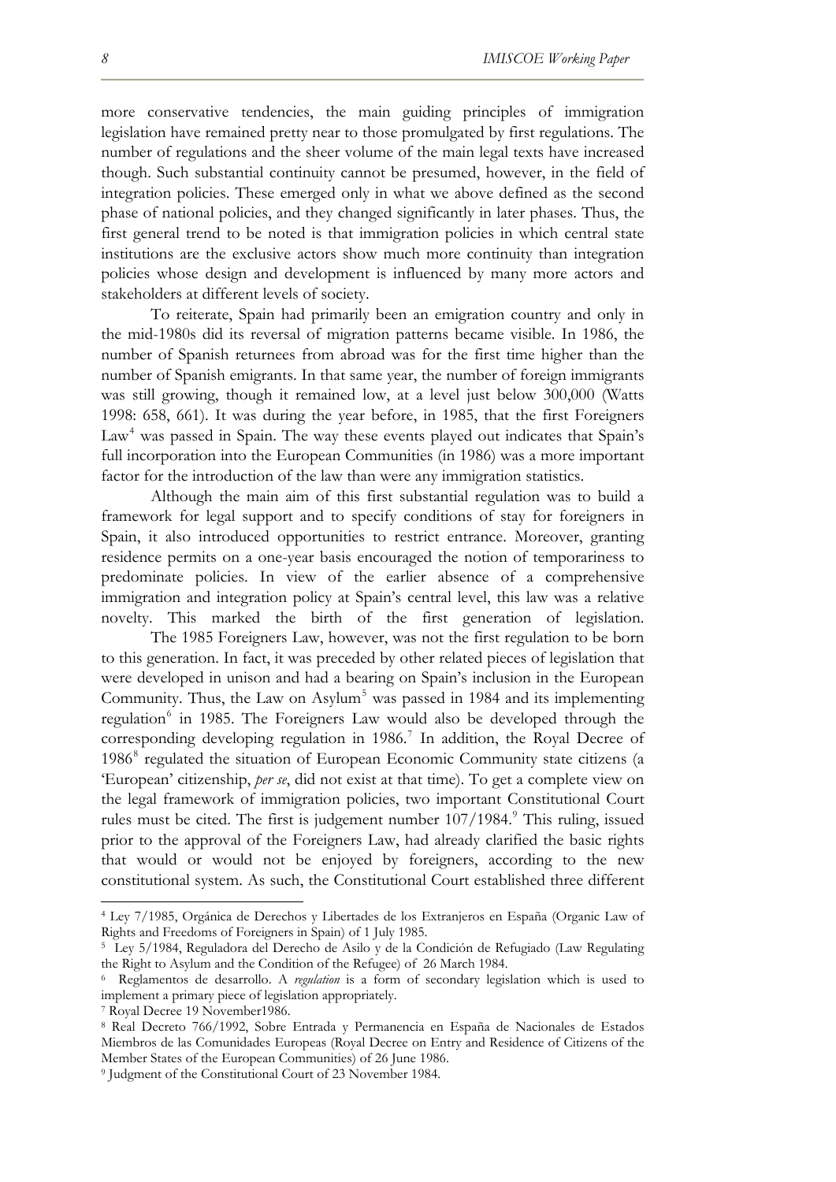more conservative tendencies, the main guiding principles of immigration legislation have remained pretty near to those promulgated by first regulations. The number of regulations and the sheer volume of the main legal texts have increased though. Such substantial continuity cannot be presumed, however, in the field of integration policies. These emerged only in what we above defined as the second phase of national policies, and they changed significantly in later phases. Thus, the first general trend to be noted is that immigration policies in which central state institutions are the exclusive actors show much more continuity than integration policies whose design and development is influenced by many more actors and stakeholders at different levels of society.

To reiterate, Spain had primarily been an emigration country and only in the mid-1980s did its reversal of migration patterns became visible. In 1986, the number of Spanish returnees from abroad was for the first time higher than the number of Spanish emigrants. In that same year, the number of foreign immigrants was still growing, though it remained low, at a level just below 300,000 (Watts 1998: 658, 661). It was during the year before, in 1985, that the first Foreigners Law[4] was passed in Spain. The way these events played out indicates that Spain's full incorporation into the European Communities (in 1986) was a more important factor for the introduction of the law than were any immigration statistics.

Although the main aim of this first substantial regulation was to build a framework for legal support and to specify conditions of stay for foreigners in Spain, it also introduced opportunities to restrict entrance. Moreover, granting residence permits on a one-year basis encouraged the notion of temporariness to predominate policies. In view of the earlier absence of a comprehensive immigration and integration policy at Spain's central level, this law was a relative novelty. This marked the birth of the first generation of legislation.

The 1985 Foreigners Law, however, was not the first regulation to be born to this generation. In fact, it was preceded by other related pieces of legislation that were developed in unison and had a bearing on Spain's inclusion in the European Community. Thus, the Law on Asylum[5] was passed in 1984 and its implementing regulation[6] in 1985. The Foreigners Law would also be developed through the corresponding developing regulation in 1986.[7] In addition, the Royal Decree of 1986[8] regulated the situation of European Economic Community state citizens (a 'European' citizenship, *per se*, did not exist at that time). To get a complete view on the legal framework of immigration policies, two important Constitutional Court rules must be cited. The first is judgement number 107/1984.[9] This ruling, issued prior to the approval of the Foreigners Law, had already clarified the basic rights that would or would not be enjoyed by foreigners, according to the new constitutional system. As such, the Constitutional Court established three different

---

[4] Ley 7/1985, Orgánica de Derechos y Libertades de los Extranjeros en España (Organic Law of Rights and Freedoms of Foreigners in Spain) of 1 July 1985.

[5] Ley 5/1984, Reguladora del Derecho de Asilo y de la Condición de Refugiado (Law Regulating the Right to Asylum and the Condition of the Refugee) of 26 March 1984.

[6] Reglamentos de desarrollo. A *regulation* is a form of secondary legislation which is used to implement a primary piece of legislation appropriately.

[7] Royal Decree 19 November1986.

[8] Real Decreto 766/1992, Sobre Entrada y Permanencia en España de Nacionales de Estados Miembros de las Comunidades Europeas (Royal Decree on Entry and Residence of Citizens of the Member States of the European Communities) of 26 June 1986.

[9] Judgment of the Constitutional Court of 23 November 1984.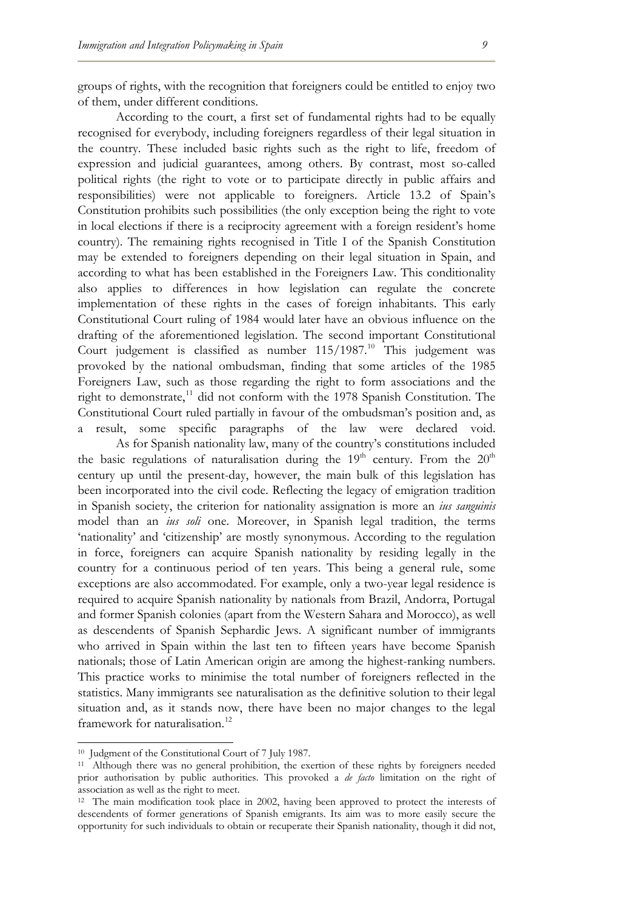groups of rights, with the recognition that foreigners could be entitled to enjoy two of them, under different conditions.

According to the court, a first set of fundamental rights had to be equally recognised for everybody, including foreigners regardless of their legal situation in the country. These included basic rights such as the right to life, freedom of expression and judicial guarantees, among others. By contrast, most so-called political rights (the right to vote or to participate directly in public affairs and responsibilities) were not applicable to foreigners. Article 13.2 of Spain's Constitution prohibits such possibilities (the only exception being the right to vote in local elections if there is a reciprocity agreement with a foreign resident's home country). The remaining rights recognised in Title I of the Spanish Constitution may be extended to foreigners depending on their legal situation in Spain, and according to what has been established in the Foreigners Law. This conditionality also applies to differences in how legislation can regulate the concrete implementation of these rights in the cases of foreign inhabitants. This early Constitutional Court ruling of 1984 would later have an obvious influence on the drafting of the aforementioned legislation. The second important Constitutional Court judgement is classified as number 115/1987.[10] This judgement was provoked by the national ombudsman, finding that some articles of the 1985 Foreigners Law, such as those regarding the right to form associations and the right to demonstrate,[11] did not conform with the 1978 Spanish Constitution. The Constitutional Court ruled partially in favour of the ombudsman's position and, as a result, some specific paragraphs of the law were declared void.

As for Spanish nationality law, many of the country's constitutions included the basic regulations of naturalisation during the 19th century. From the 20th century up until the present-day, however, the main bulk of this legislation has been incorporated into the civil code. Reflecting the legacy of emigration tradition in Spanish society, the criterion for nationality assignation is more an *ius sanguinis* model than an *ius soli* one. Moreover, in Spanish legal tradition, the terms 'nationality' and 'citizenship' are mostly synonymous. According to the regulation in force, foreigners can acquire Spanish nationality by residing legally in the country for a continuous period of ten years. This being a general rule, some exceptions are also accommodated. For example, only a two-year legal residence is required to acquire Spanish nationality by nationals from Brazil, Andorra, Portugal and former Spanish colonies (apart from the Western Sahara and Morocco), as well as descendents of Spanish Sephardic Jews. A significant number of immigrants who arrived in Spain within the last ten to fifteen years have become Spanish nationals; those of Latin American origin are among the highest-ranking numbers. This practice works to minimise the total number of foreigners reflected in the statistics. Many immigrants see naturalisation as the definitive solution to their legal situation and, as it stands now, there have been no major changes to the legal framework for naturalisation.[12]

---

[10] Judgment of the Constitutional Court of 7 July 1987.

[11] Although there was no general prohibition, the exertion of these rights by foreigners needed prior authorisation by public authorities. This provoked a *de facto* limitation on the right of association as well as the right to meet.

[12] The main modification took place in 2002, having been approved to protect the interests of descendents of former generations of Spanish emigrants. Its aim was to more easily secure the opportunity for such individuals to obtain or recuperate their Spanish nationality, though it did not,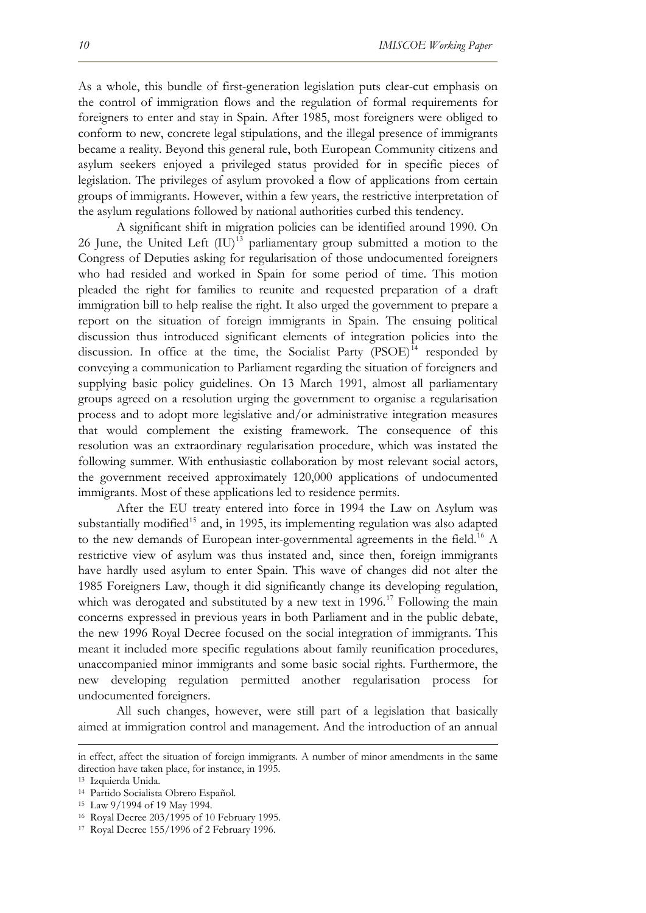As a whole, this bundle of first-generation legislation puts clear-cut emphasis on the control of immigration flows and the regulation of formal requirements for foreigners to enter and stay in Spain. After 1985, most foreigners were obliged to conform to new, concrete legal stipulations, and the illegal presence of immigrants became a reality. Beyond this general rule, both European Community citizens and asylum seekers enjoyed a privileged status provided for in specific pieces of legislation. The privileges of asylum provoked a flow of applications from certain groups of immigrants. However, within a few years, the restrictive interpretation of the asylum regulations followed by national authorities curbed this tendency.

A significant shift in migration policies can be identified around 1990. On 26 June, the United Left (IU)[13] parliamentary group submitted a motion to the Congress of Deputies asking for regularisation of those undocumented foreigners who had resided and worked in Spain for some period of time. This motion pleaded the right for families to reunite and requested preparation of a draft immigration bill to help realise the right. It also urged the government to prepare a report on the situation of foreign immigrants in Spain. The ensuing political discussion thus introduced significant elements of integration policies into the discussion. In office at the time, the Socialist Party (PSOE)[14] responded by conveying a communication to Parliament regarding the situation of foreigners and supplying basic policy guidelines. On 13 March 1991, almost all parliamentary groups agreed on a resolution urging the government to organise a regularisation process and to adopt more legislative and/or administrative integration measures that would complement the existing framework. The consequence of this resolution was an extraordinary regularisation procedure, which was instated the following summer. With enthusiastic collaboration by most relevant social actors, the government received approximately 120,000 applications of undocumented immigrants. Most of these applications led to residence permits.

After the EU treaty entered into force in 1994 the Law on Asylum was substantially modified[15] and, in 1995, its implementing regulation was also adapted to the new demands of European inter-governmental agreements in the field.[16] A restrictive view of asylum was thus instated and, since then, foreign immigrants have hardly used asylum to enter Spain. This wave of changes did not alter the 1985 Foreigners Law, though it did significantly change its developing regulation, which was derogated and substituted by a new text in 1996.[17] Following the main concerns expressed in previous years in both Parliament and in the public debate, the new 1996 Royal Decree focused on the social integration of immigrants. This meant it included more specific regulations about family reunification procedures, unaccompanied minor immigrants and some basic social rights. Furthermore, the new developing regulation permitted another regularisation process for undocumented foreigners.

All such changes, however, were still part of a legislation that basically aimed at immigration control and management. And the introduction of an annual

---

in effect, affect the situation of foreign immigrants. A number of minor amendments in the same direction have taken place, for instance, in 1995.

[13] Izquierda Unida.

[14] Partido Socialista Obrero Español.

[15] Law 9/1994 of 19 May 1994.

[16] Royal Decree 203/1995 of 10 February 1995.

[17] Royal Decree 155/1996 of 2 February 1996.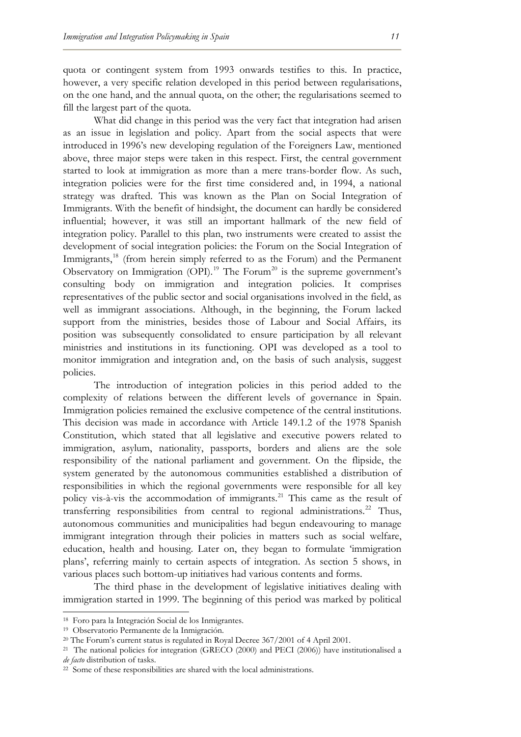quota or contingent system from 1993 onwards testifies to this. In practice, however, a very specific relation developed in this period between regularisations, on the one hand, and the annual quota, on the other; the regularisations seemed to fill the largest part of the quota.

What did change in this period was the very fact that integration had arisen as an issue in legislation and policy. Apart from the social aspects that were introduced in 1996's new developing regulation of the Foreigners Law, mentioned above, three major steps were taken in this respect. First, the central government started to look at immigration as more than a mere trans-border flow. As such, integration policies were for the first time considered and, in 1994, a national strategy was drafted. This was known as the Plan on Social Integration of Immigrants. With the benefit of hindsight, the document can hardly be considered influential; however, it was still an important hallmark of the new field of integration policy. Parallel to this plan, two instruments were created to assist the development of social integration policies: the Forum on the Social Integration of Immigrants,[18] (from herein simply referred to as the Forum) and the Permanent Observatory on Immigration (OPI).[19] The Forum[20] is the supreme government's consulting body on immigration and integration policies. It comprises representatives of the public sector and social organisations involved in the field, as well as immigrant associations. Although, in the beginning, the Forum lacked support from the ministries, besides those of Labour and Social Affairs, its position was subsequently consolidated to ensure participation by all relevant ministries and institutions in its functioning. OPI was developed as a tool to monitor immigration and integration and, on the basis of such analysis, suggest policies.

The introduction of integration policies in this period added to the complexity of relations between the different levels of governance in Spain. Immigration policies remained the exclusive competence of the central institutions. This decision was made in accordance with Article 149.1.2 of the 1978 Spanish Constitution, which stated that all legislative and executive powers related to immigration, asylum, nationality, passports, borders and aliens are the sole responsibility of the national parliament and government. On the flipside, the system generated by the autonomous communities established a distribution of responsibilities in which the regional governments were responsible for all key policy vis-à-vis the accommodation of immigrants.[21] This came as the result of transferring responsibilities from central to regional administrations.[22] Thus, autonomous communities and municipalities had begun endeavouring to manage immigrant integration through their policies in matters such as social welfare, education, health and housing. Later on, they began to formulate 'immigration plans', referring mainly to certain aspects of integration. As section 5 shows, in various places such bottom-up initiatives had various contents and forms.

The third phase in the development of legislative initiatives dealing with immigration started in 1999. The beginning of this period was marked by political

---

[18] Foro para la Integración Social de los Inmigrantes.

[19] Observatorio Permanente de la Inmigración.

[20] The Forum's current status is regulated in Royal Decree 367/2001 of 4 April 2001.

[21] The national policies for integration (GRECO (2000) and PECI (2006)) have institutionalised a *de facto* distribution of tasks.

[22] Some of these responsibilities are shared with the local administrations.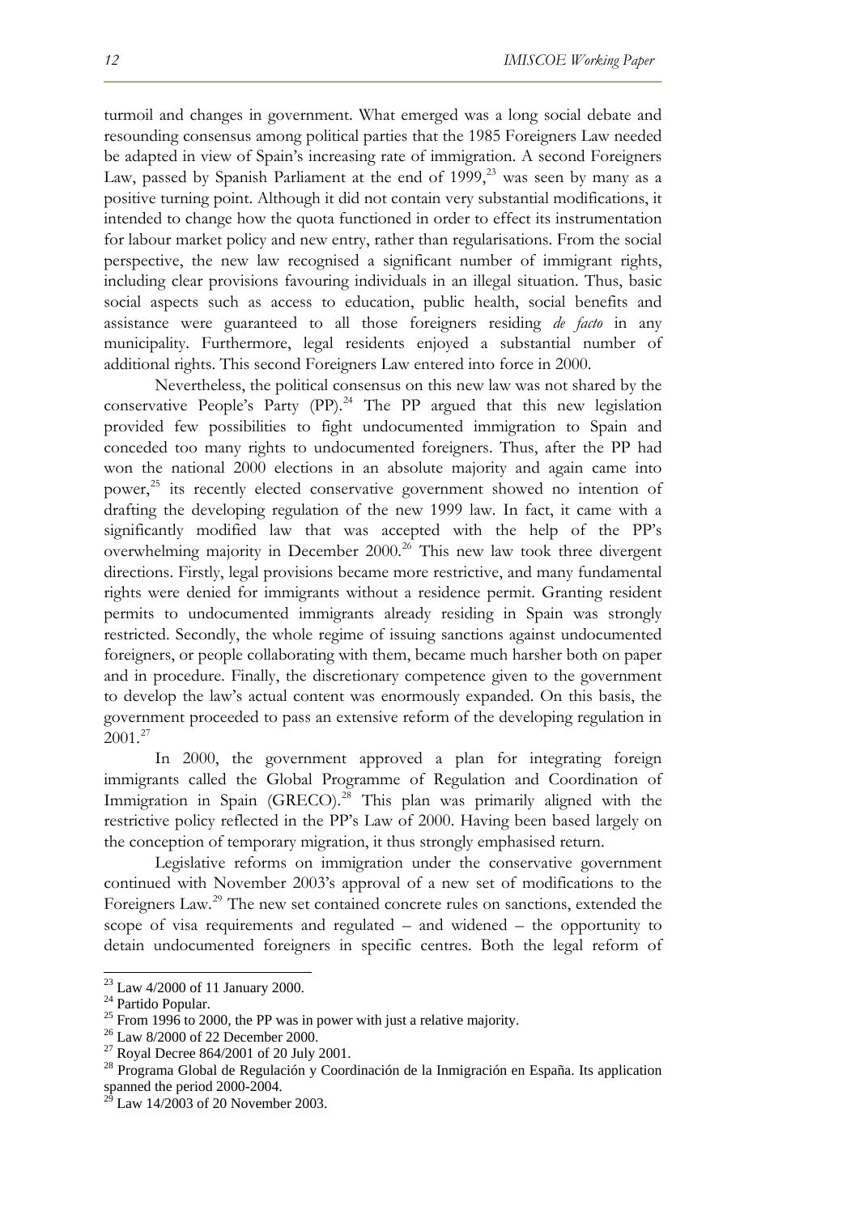turmoil and changes in government. What emerged was a long social debate and resounding consensus among political parties that the 1985 Foreigners Law needed be adapted in view of Spain's increasing rate of immigration. A second Foreigners Law, passed by Spanish Parliament at the end of 1999,[23] was seen by many as a positive turning point. Although it did not contain very substantial modifications, it intended to change how the quota functioned in order to effect its instrumentation for labour market policy and new entry, rather than regularisations. From the social perspective, the new law recognised a significant number of immigrant rights, including clear provisions favouring individuals in an illegal situation. Thus, basic social aspects such as access to education, public health, social benefits and assistance were guaranteed to all those foreigners residing *de facto* in any municipality. Furthermore, legal residents enjoyed a substantial number of additional rights. This second Foreigners Law entered into force in 2000.

Nevertheless, the political consensus on this new law was not shared by the conservative People's Party (PP).[24] The PP argued that this new legislation provided few possibilities to fight undocumented immigration to Spain and conceded too many rights to undocumented foreigners. Thus, after the PP had won the national 2000 elections in an absolute majority and again came into power,[25] its recently elected conservative government showed no intention of drafting the developing regulation of the new 1999 law. In fact, it came with a significantly modified law that was accepted with the help of the PP's overwhelming majority in December 2000.[26] This new law took three divergent directions. Firstly, legal provisions became more restrictive, and many fundamental rights were denied for immigrants without a residence permit. Granting resident permits to undocumented immigrants already residing in Spain was strongly restricted. Secondly, the whole regime of issuing sanctions against undocumented foreigners, or people collaborating with them, became much harsher both on paper and in procedure. Finally, the discretionary competence given to the government to develop the law's actual content was enormously expanded. On this basis, the government proceeded to pass an extensive reform of the developing regulation in 2001.[27]

In 2000, the government approved a plan for integrating foreign immigrants called the Global Programme of Regulation and Coordination of Immigration in Spain (GRECO).[28] This plan was primarily aligned with the restrictive policy reflected in the PP's Law of 2000. Having been based largely on the conception of temporary migration, it thus strongly emphasised return.

Legislative reforms on immigration under the conservative government continued with November 2003's approval of a new set of modifications to the Foreigners Law.[29] The new set contained concrete rules on sanctions, extended the scope of visa requirements and regulated – and widened – the opportunity to detain undocumented foreigners in specific centres. Both the legal reform of

---

[23] Law 4/2000 of 11 January 2000.

[24] Partido Popular.

[25] From 1996 to 2000, the PP was in power with just a relative majority.

[26] Law 8/2000 of 22 December 2000.

[27] Royal Decree 864/2001 of 20 July 2001.

[28] Programa Global de Regulación y Coordinación de la Inmigración en España. Its application spanned the period 2000-2004.

[29] Law 14/2003 of 20 November 2003.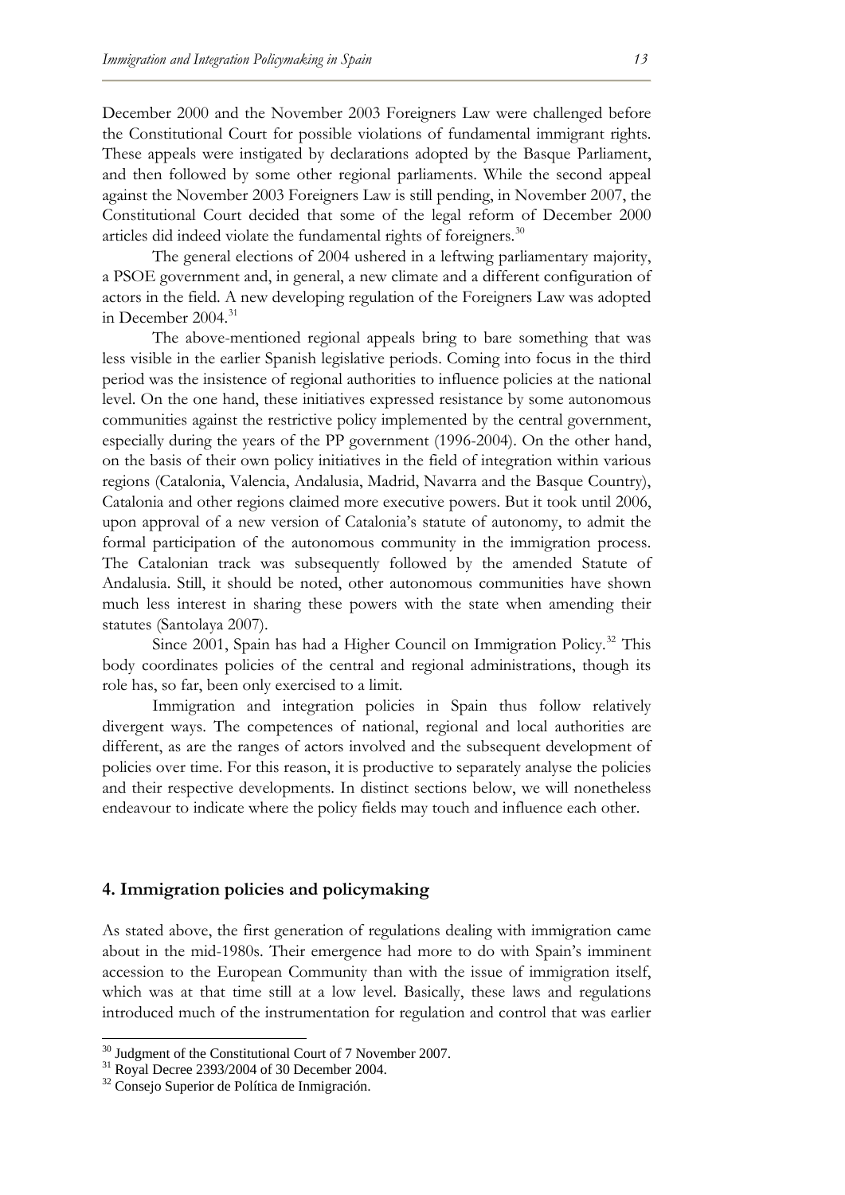December 2000 and the November 2003 Foreigners Law were challenged before the Constitutional Court for possible violations of fundamental immigrant rights. These appeals were instigated by declarations adopted by the Basque Parliament, and then followed by some other regional parliaments. While the second appeal against the November 2003 Foreigners Law is still pending, in November 2007, the Constitutional Court decided that some of the legal reform of December 2000 articles did indeed violate the fundamental rights of foreigners.[30]

The general elections of 2004 ushered in a leftwing parliamentary majority, a PSOE government and, in general, a new climate and a different configuration of actors in the field. A new developing regulation of the Foreigners Law was adopted in December 2004.[31]

The above-mentioned regional appeals bring to bare something that was less visible in the earlier Spanish legislative periods. Coming into focus in the third period was the insistence of regional authorities to influence policies at the national level. On the one hand, these initiatives expressed resistance by some autonomous communities against the restrictive policy implemented by the central government, especially during the years of the PP government (1996-2004). On the other hand, on the basis of their own policy initiatives in the field of integration within various regions (Catalonia, Valencia, Andalusia, Madrid, Navarra and the Basque Country), Catalonia and other regions claimed more executive powers. But it took until 2006, upon approval of a new version of Catalonia's statute of autonomy, to admit the formal participation of the autonomous community in the immigration process. The Catalonian track was subsequently followed by the amended Statute of Andalusia. Still, it should be noted, other autonomous communities have shown much less interest in sharing these powers with the state when amending their statutes (Santolaya 2007).

Since 2001, Spain has had a Higher Council on Immigration Policy.[32] This body coordinates policies of the central and regional administrations, though its role has, so far, been only exercised to a limit.

Immigration and integration policies in Spain thus follow relatively divergent ways. The competences of national, regional and local authorities are different, as are the ranges of actors involved and the subsequent development of policies over time. For this reason, it is productive to separately analyse the policies and their respective developments. In distinct sections below, we will nonetheless endeavour to indicate where the policy fields may touch and influence each other.

## 4. Immigration policies and policymaking

As stated above, the first generation of regulations dealing with immigration came about in the mid-1980s. Their emergence had more to do with Spain's imminent accession to the European Community than with the issue of immigration itself, which was at that time still at a low level. Basically, these laws and regulations introduced much of the instrumentation for regulation and control that was earlier

---

[30] Judgment of the Constitutional Court of 7 November 2007.

[31] Royal Decree 2393/2004 of 30 December 2004.

[32] Consejo Superior de Política de Inmigración.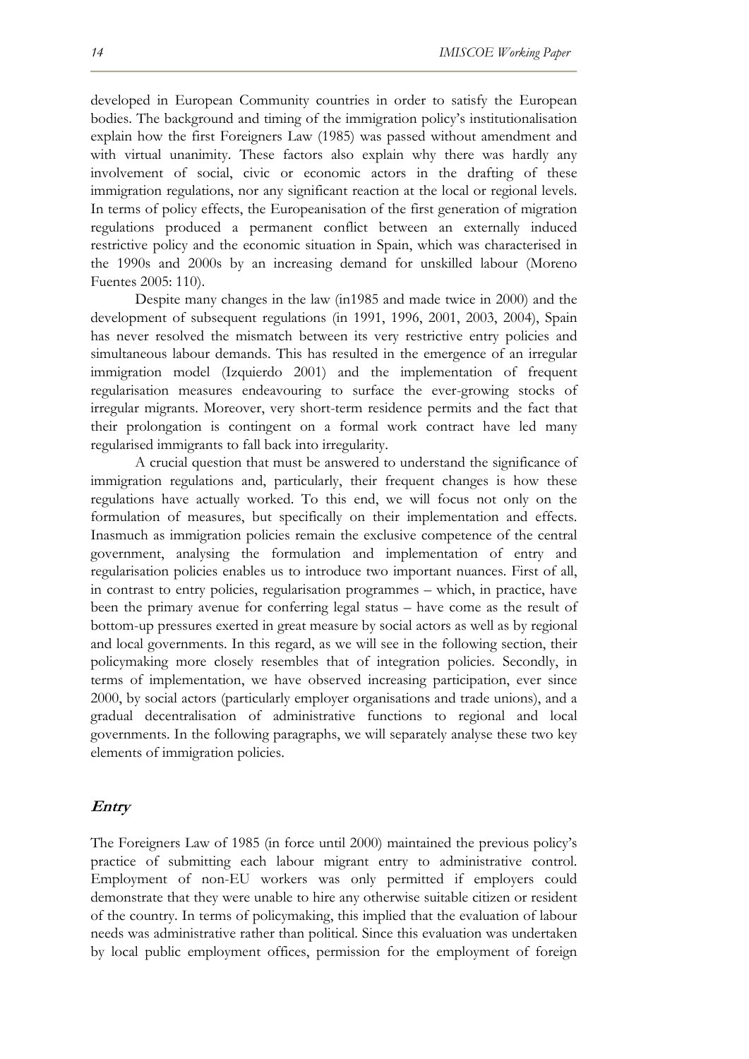developed in European Community countries in order to satisfy the European bodies. The background and timing of the immigration policy's institutionalisation explain how the first Foreigners Law (1985) was passed without amendment and with virtual unanimity. These factors also explain why there was hardly any involvement of social, civic or economic actors in the drafting of these immigration regulations, nor any significant reaction at the local or regional levels. In terms of policy effects, the Europeanisation of the first generation of migration regulations produced a permanent conflict between an externally induced restrictive policy and the economic situation in Spain, which was characterised in the 1990s and 2000s by an increasing demand for unskilled labour (Moreno Fuentes 2005: 110).

Despite many changes in the law (in1985 and made twice in 2000) and the development of subsequent regulations (in 1991, 1996, 2001, 2003, 2004), Spain has never resolved the mismatch between its very restrictive entry policies and simultaneous labour demands. This has resulted in the emergence of an irregular immigration model (Izquierdo 2001) and the implementation of frequent regularisation measures endeavouring to surface the ever-growing stocks of irregular migrants. Moreover, very short-term residence permits and the fact that their prolongation is contingent on a formal work contract have led many regularised immigrants to fall back into irregularity.

A crucial question that must be answered to understand the significance of immigration regulations and, particularly, their frequent changes is how these regulations have actually worked. To this end, we will focus not only on the formulation of measures, but specifically on their implementation and effects. Inasmuch as immigration policies remain the exclusive competence of the central government, analysing the formulation and implementation of entry and regularisation policies enables us to introduce two important nuances. First of all, in contrast to entry policies, regularisation programmes – which, in practice, have been the primary avenue for conferring legal status – have come as the result of bottom-up pressures exerted in great measure by social actors as well as by regional and local governments. In this regard, as we will see in the following section, their policymaking more closely resembles that of integration policies. Secondly, in terms of implementation, we have observed increasing participation, ever since 2000, by social actors (particularly employer organisations and trade unions), and a gradual decentralisation of administrative functions to regional and local governments. In the following paragraphs, we will separately analyse these two key elements of immigration policies.

### *Entry*

The Foreigners Law of 1985 (in force until 2000) maintained the previous policy's practice of submitting each labour migrant entry to administrative control. Employment of non-EU workers was only permitted if employers could demonstrate that they were unable to hire any otherwise suitable citizen or resident of the country. In terms of policymaking, this implied that the evaluation of labour needs was administrative rather than political. Since this evaluation was undertaken by local public employment offices, permission for the employment of foreign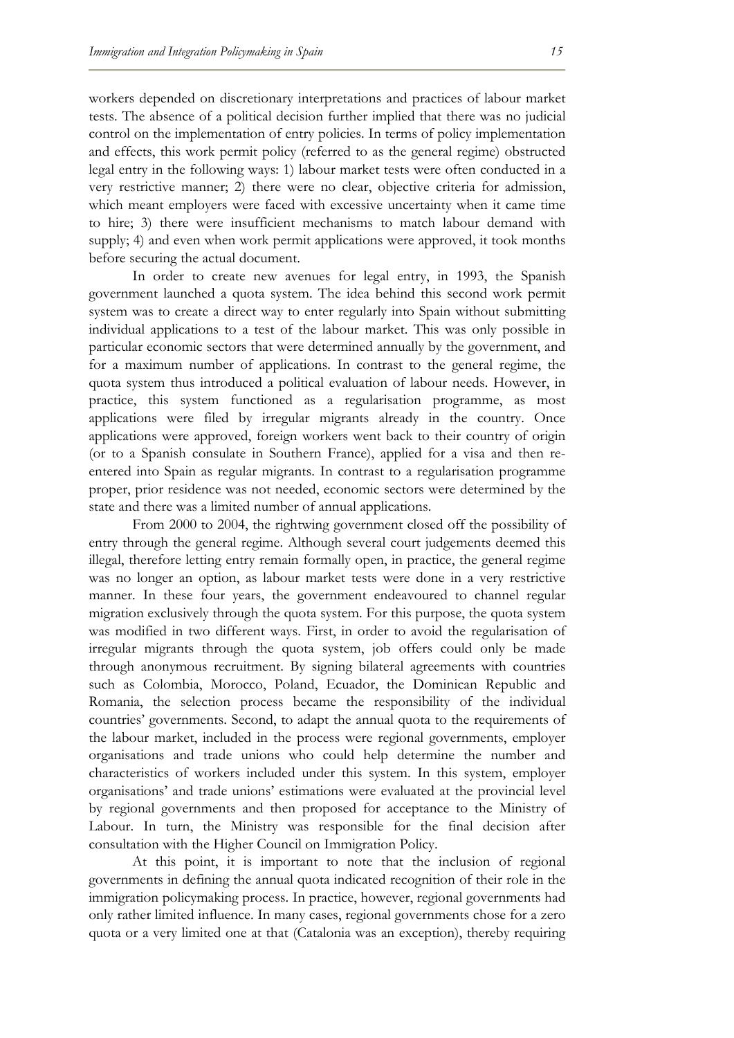workers depended on discretionary interpretations and practices of labour market tests. The absence of a political decision further implied that there was no judicial control on the implementation of entry policies. In terms of policy implementation and effects, this work permit policy (referred to as the general regime) obstructed legal entry in the following ways: 1) labour market tests were often conducted in a very restrictive manner; 2) there were no clear, objective criteria for admission, which meant employers were faced with excessive uncertainty when it came time to hire; 3) there were insufficient mechanisms to match labour demand with supply; 4) and even when work permit applications were approved, it took months before securing the actual document.

In order to create new avenues for legal entry, in 1993, the Spanish government launched a quota system. The idea behind this second work permit system was to create a direct way to enter regularly into Spain without submitting individual applications to a test of the labour market. This was only possible in particular economic sectors that were determined annually by the government, and for a maximum number of applications. In contrast to the general regime, the quota system thus introduced a political evaluation of labour needs. However, in practice, this system functioned as a regularisation programme, as most applications were filed by irregular migrants already in the country. Once applications were approved, foreign workers went back to their country of origin (or to a Spanish consulate in Southern France), applied for a visa and then re-entered into Spain as regular migrants. In contrast to a regularisation programme proper, prior residence was not needed, economic sectors were determined by the state and there was a limited number of annual applications.

From 2000 to 2004, the rightwing government closed off the possibility of entry through the general regime. Although several court judgements deemed this illegal, therefore letting entry remain formally open, in practice, the general regime was no longer an option, as labour market tests were done in a very restrictive manner. In these four years, the government endeavoured to channel regular migration exclusively through the quota system. For this purpose, the quota system was modified in two different ways. First, in order to avoid the regularisation of irregular migrants through the quota system, job offers could only be made through anonymous recruitment. By signing bilateral agreements with countries such as Colombia, Morocco, Poland, Ecuador, the Dominican Republic and Romania, the selection process became the responsibility of the individual countries' governments. Second, to adapt the annual quota to the requirements of the labour market, included in the process were regional governments, employer organisations and trade unions who could help determine the number and characteristics of workers included under this system. In this system, employer organisations' and trade unions' estimations were evaluated at the provincial level by regional governments and then proposed for acceptance to the Ministry of Labour. In turn, the Ministry was responsible for the final decision after consultation with the Higher Council on Immigration Policy.

At this point, it is important to note that the inclusion of regional governments in defining the annual quota indicated recognition of their role in the immigration policymaking process. In practice, however, regional governments had only rather limited influence. In many cases, regional governments chose for a zero quota or a very limited one at that (Catalonia was an exception), thereby requiring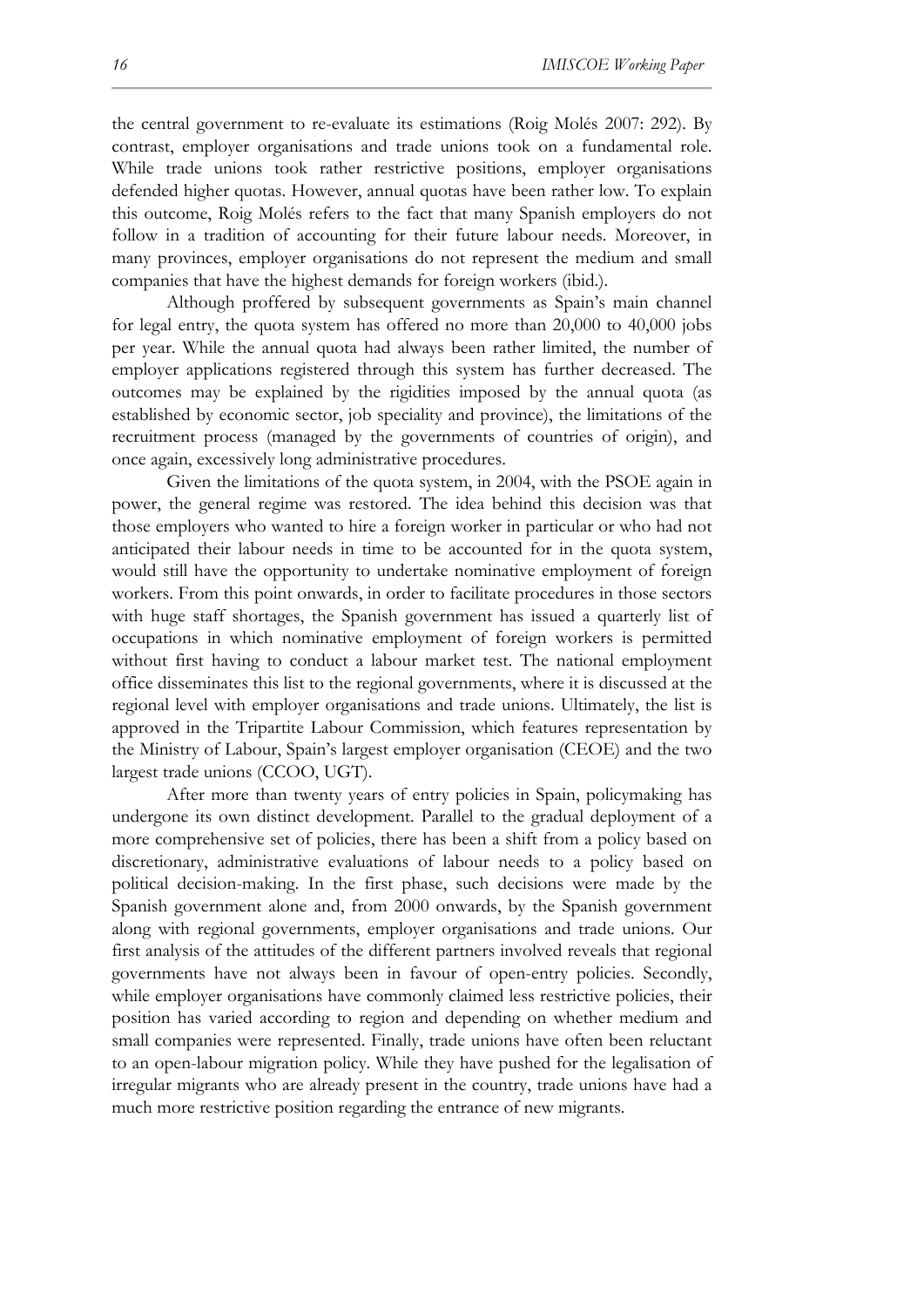the central government to re-evaluate its estimations (Roig Molés 2007: 292). By contrast, employer organisations and trade unions took on a fundamental role. While trade unions took rather restrictive positions, employer organisations defended higher quotas. However, annual quotas have been rather low. To explain this outcome, Roig Molés refers to the fact that many Spanish employers do not follow in a tradition of accounting for their future labour needs. Moreover, in many provinces, employer organisations do not represent the medium and small companies that have the highest demands for foreign workers (ibid.).

Although proffered by subsequent governments as Spain's main channel for legal entry, the quota system has offered no more than 20,000 to 40,000 jobs per year. While the annual quota had always been rather limited, the number of employer applications registered through this system has further decreased. The outcomes may be explained by the rigidities imposed by the annual quota (as established by economic sector, job speciality and province), the limitations of the recruitment process (managed by the governments of countries of origin), and once again, excessively long administrative procedures.

Given the limitations of the quota system, in 2004, with the PSOE again in power, the general regime was restored. The idea behind this decision was that those employers who wanted to hire a foreign worker in particular or who had not anticipated their labour needs in time to be accounted for in the quota system, would still have the opportunity to undertake nominative employment of foreign workers. From this point onwards, in order to facilitate procedures in those sectors with huge staff shortages, the Spanish government has issued a quarterly list of occupations in which nominative employment of foreign workers is permitted without first having to conduct a labour market test. The national employment office disseminates this list to the regional governments, where it is discussed at the regional level with employer organisations and trade unions. Ultimately, the list is approved in the Tripartite Labour Commission, which features representation by the Ministry of Labour, Spain's largest employer organisation (CEOE) and the two largest trade unions (CCOO, UGT).

After more than twenty years of entry policies in Spain, policymaking has undergone its own distinct development. Parallel to the gradual deployment of a more comprehensive set of policies, there has been a shift from a policy based on discretionary, administrative evaluations of labour needs to a policy based on political decision-making. In the first phase, such decisions were made by the Spanish government alone and, from 2000 onwards, by the Spanish government along with regional governments, employer organisations and trade unions. Our first analysis of the attitudes of the different partners involved reveals that regional governments have not always been in favour of open-entry policies. Secondly, while employer organisations have commonly claimed less restrictive policies, their position has varied according to region and depending on whether medium and small companies were represented. Finally, trade unions have often been reluctant to an open-labour migration policy. While they have pushed for the legalisation of irregular migrants who are already present in the country, trade unions have had a much more restrictive position regarding the entrance of new migrants.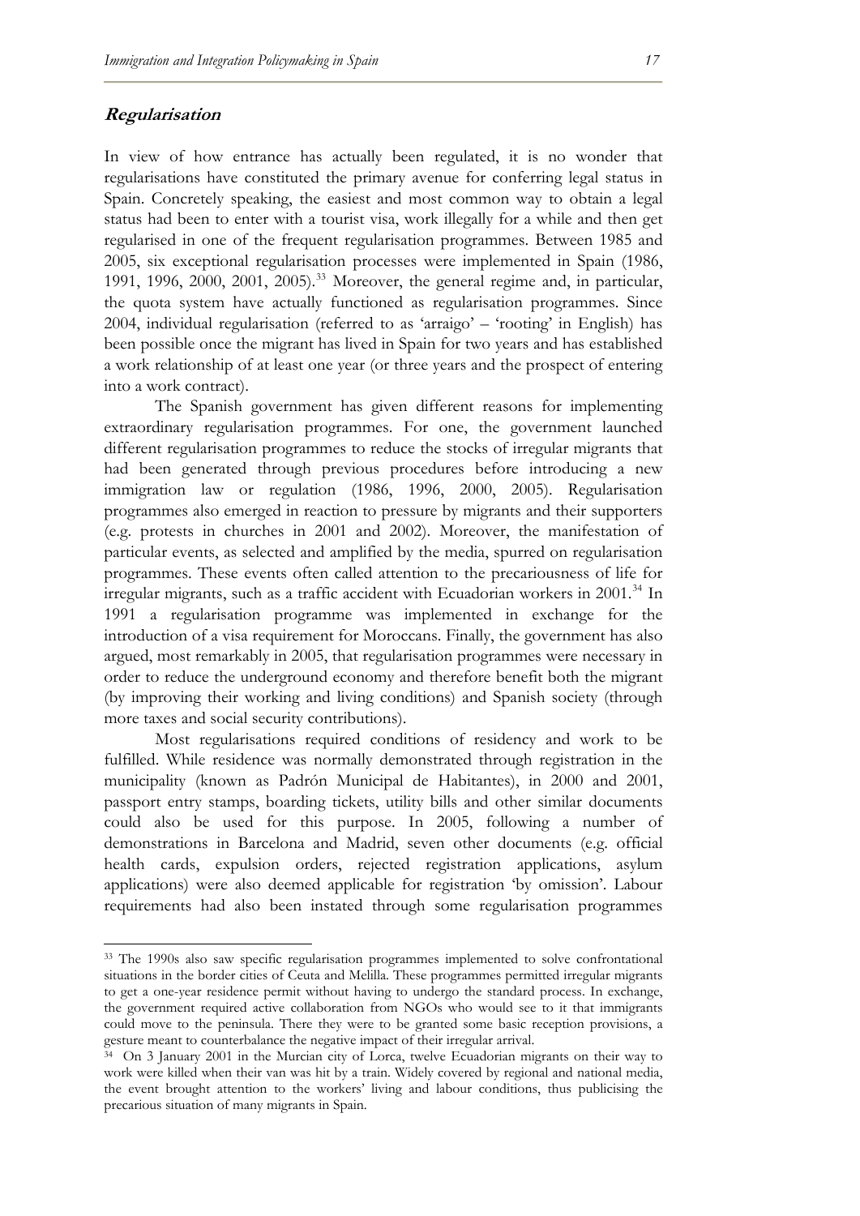## *Regularisation*

In view of how entrance has actually been regulated, it is no wonder that regularisations have constituted the primary avenue for conferring legal status in Spain. Concretely speaking, the easiest and most common way to obtain a legal status had been to enter with a tourist visa, work illegally for a while and then get regularised in one of the frequent regularisation programmes. Between 1985 and 2005, six exceptional regularisation processes were implemented in Spain (1986, 1991, 1996, 2000, 2001, 2005).[33] Moreover, the general regime and, in particular, the quota system have actually functioned as regularisation programmes. Since 2004, individual regularisation (referred to as 'arraigo' – 'rooting' in English) has been possible once the migrant has lived in Spain for two years and has established a work relationship of at least one year (or three years and the prospect of entering into a work contract).

The Spanish government has given different reasons for implementing extraordinary regularisation programmes. For one, the government launched different regularisation programmes to reduce the stocks of irregular migrants that had been generated through previous procedures before introducing a new immigration law or regulation (1986, 1996, 2000, 2005). Regularisation programmes also emerged in reaction to pressure by migrants and their supporters (e.g. protests in churches in 2001 and 2002). Moreover, the manifestation of particular events, as selected and amplified by the media, spurred on regularisation programmes. These events often called attention to the precariousness of life for irregular migrants, such as a traffic accident with Ecuadorian workers in 2001.[34] In 1991 a regularisation programme was implemented in exchange for the introduction of a visa requirement for Moroccans. Finally, the government has also argued, most remarkably in 2005, that regularisation programmes were necessary in order to reduce the underground economy and therefore benefit both the migrant (by improving their working and living conditions) and Spanish society (through more taxes and social security contributions).

Most regularisations required conditions of residency and work to be fulfilled. While residence was normally demonstrated through registration in the municipality (known as Padrón Municipal de Habitantes), in 2000 and 2001, passport entry stamps, boarding tickets, utility bills and other similar documents could also be used for this purpose. In 2005, following a number of demonstrations in Barcelona and Madrid, seven other documents (e.g. official health cards, expulsion orders, rejected registration applications, asylum applications) were also deemed applicable for registration 'by omission'. Labour requirements had also been instated through some regularisation programmes

---

[33] The 1990s also saw specific regularisation programmes implemented to solve confrontational situations in the border cities of Ceuta and Melilla. These programmes permitted irregular migrants to get a one-year residence permit without having to undergo the standard process. In exchange, the government required active collaboration from NGOs who would see to it that immigrants could move to the peninsula. There they were to be granted some basic reception provisions, a gesture meant to counterbalance the negative impact of their irregular arrival.

[34] On 3 January 2001 in the Murcian city of Lorca, twelve Ecuadorian migrants on their way to work were killed when their van was hit by a train. Widely covered by regional and national media, the event brought attention to the workers' living and labour conditions, thus publicising the precarious situation of many migrants in Spain.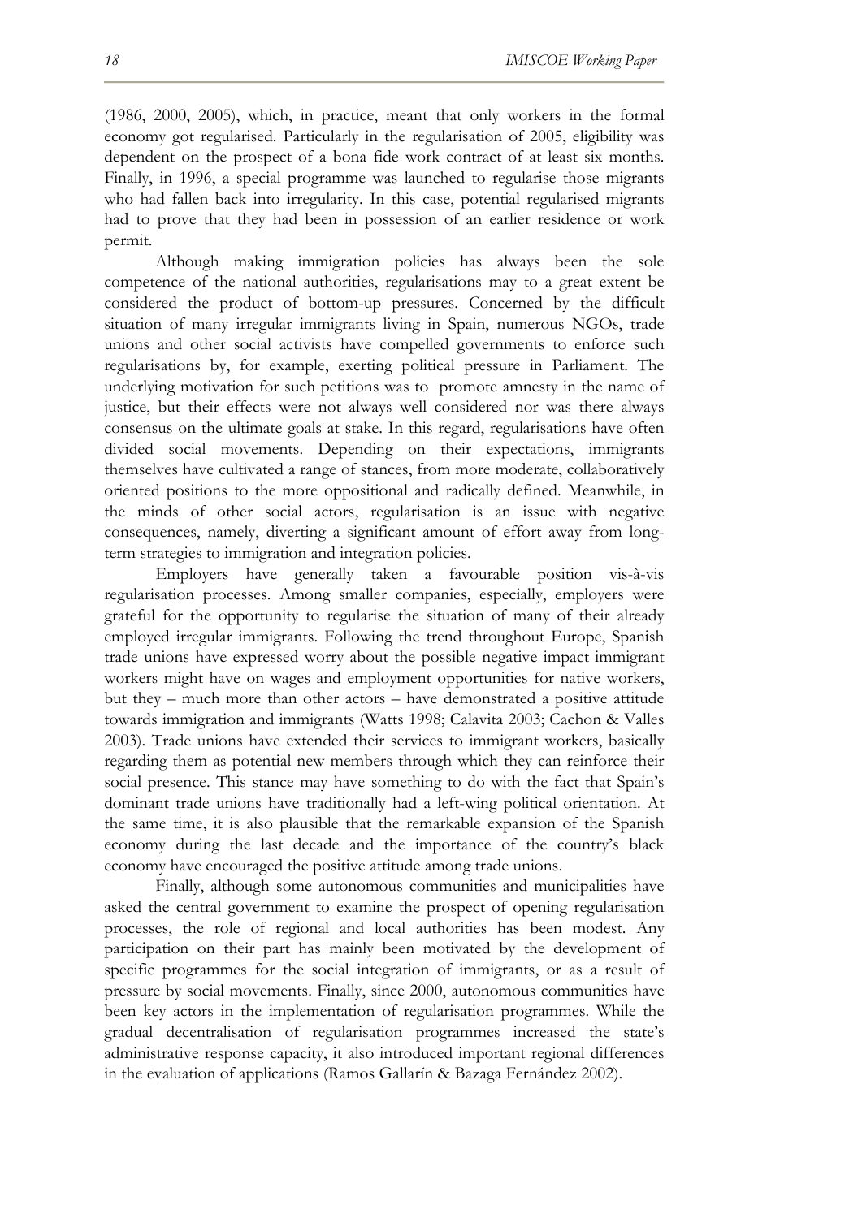(1986, 2000, 2005), which, in practice, meant that only workers in the formal economy got regularised. Particularly in the regularisation of 2005, eligibility was dependent on the prospect of a bona fide work contract of at least six months. Finally, in 1996, a special programme was launched to regularise those migrants who had fallen back into irregularity. In this case, potential regularised migrants had to prove that they had been in possession of an earlier residence or work permit.

Although making immigration policies has always been the sole competence of the national authorities, regularisations may to a great extent be considered the product of bottom-up pressures. Concerned by the difficult situation of many irregular immigrants living in Spain, numerous NGOs, trade unions and other social activists have compelled governments to enforce such regularisations by, for example, exerting political pressure in Parliament. The underlying motivation for such petitions was to promote amnesty in the name of justice, but their effects were not always well considered nor was there always consensus on the ultimate goals at stake. In this regard, regularisations have often divided social movements. Depending on their expectations, immigrants themselves have cultivated a range of stances, from more moderate, collaboratively oriented positions to the more oppositional and radically defined. Meanwhile, in the minds of other social actors, regularisation is an issue with negative consequences, namely, diverting a significant amount of effort away from long-term strategies to immigration and integration policies.

Employers have generally taken a favourable position vis-à-vis regularisation processes. Among smaller companies, especially, employers were grateful for the opportunity to regularise the situation of many of their already employed irregular immigrants. Following the trend throughout Europe, Spanish trade unions have expressed worry about the possible negative impact immigrant workers might have on wages and employment opportunities for native workers, but they – much more than other actors – have demonstrated a positive attitude towards immigration and immigrants (Watts 1998; Calavita 2003; Cachon & Valles 2003). Trade unions have extended their services to immigrant workers, basically regarding them as potential new members through which they can reinforce their social presence. This stance may have something to do with the fact that Spain's dominant trade unions have traditionally had a left-wing political orientation. At the same time, it is also plausible that the remarkable expansion of the Spanish economy during the last decade and the importance of the country's black economy have encouraged the positive attitude among trade unions.

Finally, although some autonomous communities and municipalities have asked the central government to examine the prospect of opening regularisation processes, the role of regional and local authorities has been modest. Any participation on their part has mainly been motivated by the development of specific programmes for the social integration of immigrants, or as a result of pressure by social movements. Finally, since 2000, autonomous communities have been key actors in the implementation of regularisation programmes. While the gradual decentralisation of regularisation programmes increased the state's administrative response capacity, it also introduced important regional differences in the evaluation of applications (Ramos Gallarín & Bazaga Fernández 2002).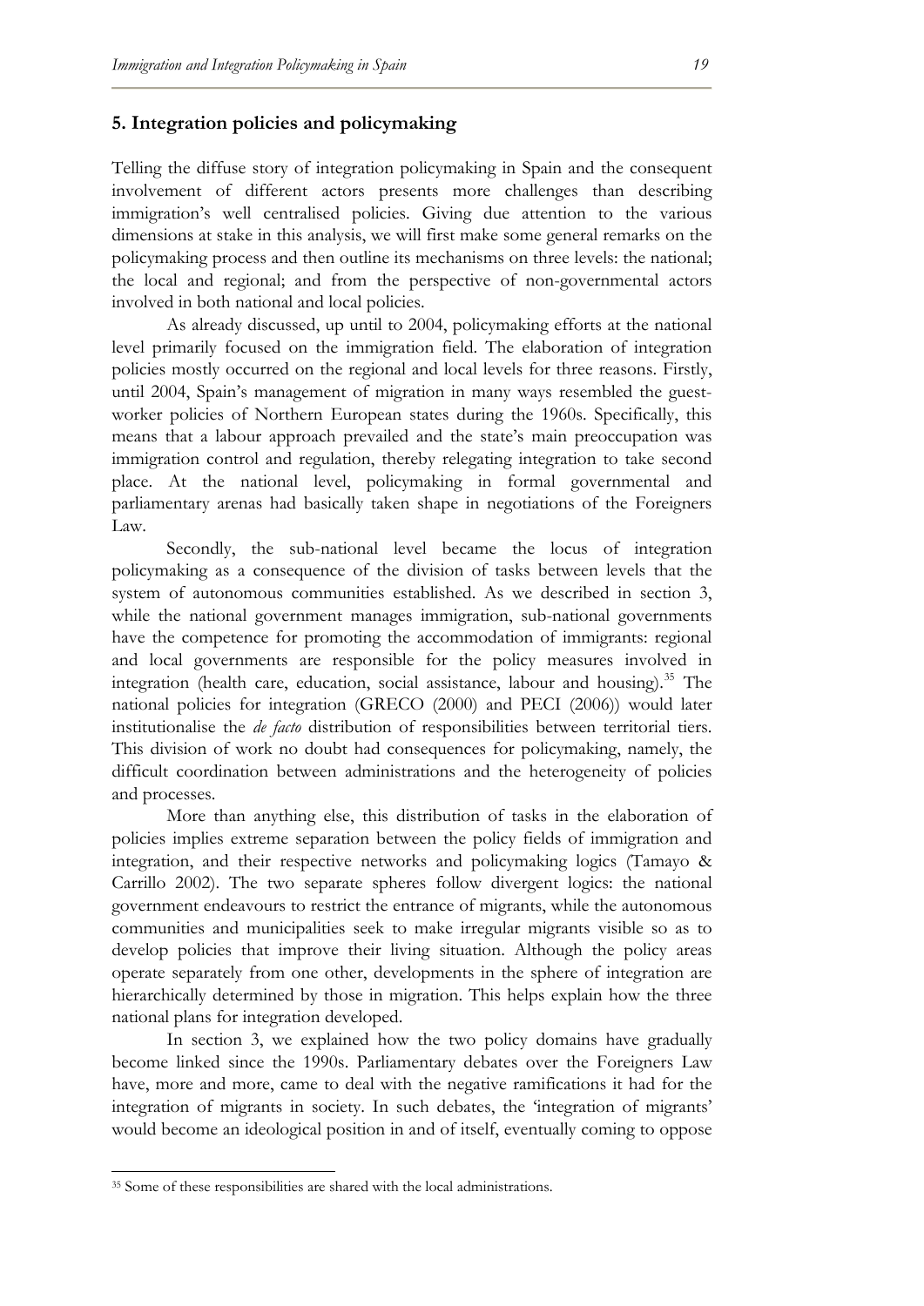## 5. Integration policies and policymaking

Telling the diffuse story of integration policymaking in Spain and the consequent involvement of different actors presents more challenges than describing immigration's well centralised policies. Giving due attention to the various dimensions at stake in this analysis, we will first make some general remarks on the policymaking process and then outline its mechanisms on three levels: the national; the local and regional; and from the perspective of non-governmental actors involved in both national and local policies.

As already discussed, up until to 2004, policymaking efforts at the national level primarily focused on the immigration field. The elaboration of integration policies mostly occurred on the regional and local levels for three reasons. Firstly, until 2004, Spain's management of migration in many ways resembled the guest-worker policies of Northern European states during the 1960s. Specifically, this means that a labour approach prevailed and the state's main preoccupation was immigration control and regulation, thereby relegating integration to take second place. At the national level, policymaking in formal governmental and parliamentary arenas had basically taken shape in negotiations of the Foreigners Law.

Secondly, the sub-national level became the locus of integration policymaking as a consequence of the division of tasks between levels that the system of autonomous communities established. As we described in section 3, while the national government manages immigration, sub-national governments have the competence for promoting the accommodation of immigrants: regional and local governments are responsible for the policy measures involved in integration (health care, education, social assistance, labour and housing).[35] The national policies for integration (GRECO (2000) and PECI (2006)) would later institutionalise the *de facto* distribution of responsibilities between territorial tiers. This division of work no doubt had consequences for policymaking, namely, the difficult coordination between administrations and the heterogeneity of policies and processes.

More than anything else, this distribution of tasks in the elaboration of policies implies extreme separation between the policy fields of immigration and integration, and their respective networks and policymaking logics (Tamayo & Carrillo 2002). The two separate spheres follow divergent logics: the national government endeavours to restrict the entrance of migrants, while the autonomous communities and municipalities seek to make irregular migrants visible so as to develop policies that improve their living situation. Although the policy areas operate separately from one other, developments in the sphere of integration are hierarchically determined by those in migration. This helps explain how the three national plans for integration developed.

In section 3, we explained how the two policy domains have gradually become linked since the 1990s. Parliamentary debates over the Foreigners Law have, more and more, came to deal with the negative ramifications it had for the integration of migrants in society. In such debates, the 'integration of migrants' would become an ideological position in and of itself, eventually coming to oppose

[35] Some of these responsibilities are shared with the local administrations.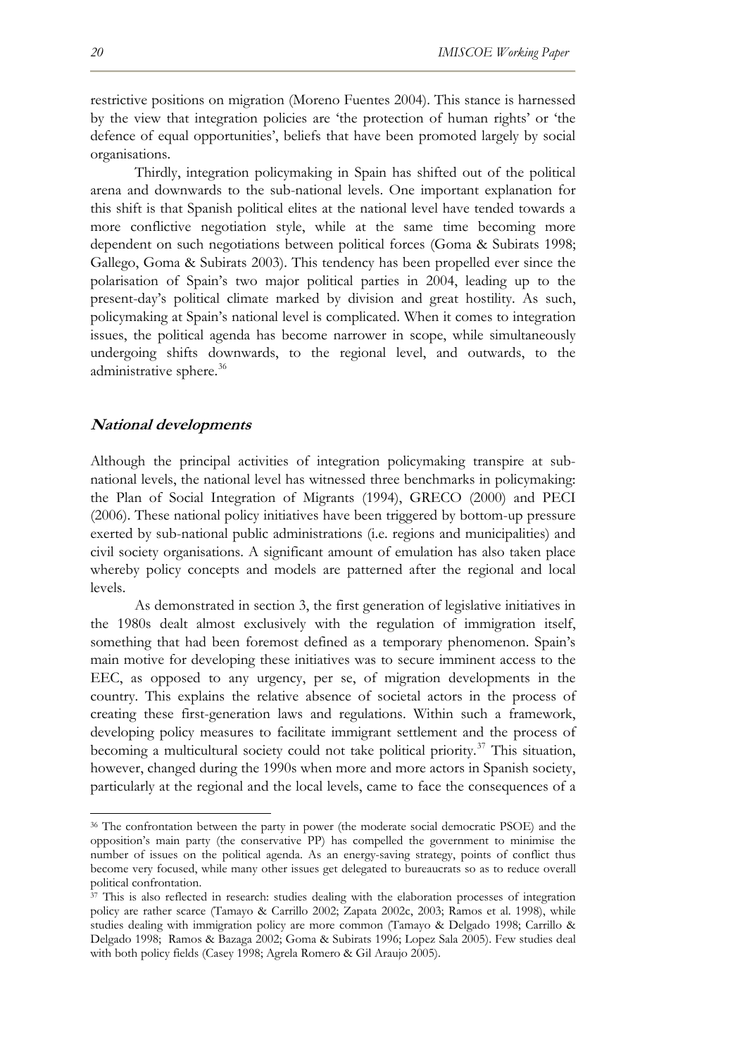restrictive positions on migration (Moreno Fuentes 2004). This stance is harnessed by the view that integration policies are 'the protection of human rights' or 'the defence of equal opportunities', beliefs that have been promoted largely by social organisations.

Thirdly, integration policymaking in Spain has shifted out of the political arena and downwards to the sub-national levels. One important explanation for this shift is that Spanish political elites at the national level have tended towards a more conflictive negotiation style, while at the same time becoming more dependent on such negotiations between political forces (Goma & Subirats 1998; Gallego, Goma & Subirats 2003). This tendency has been propelled ever since the polarisation of Spain's two major political parties in 2004, leading up to the present-day's political climate marked by division and great hostility. As such, policymaking at Spain's national level is complicated. When it comes to integration issues, the political agenda has become narrower in scope, while simultaneously undergoing shifts downwards, to the regional level, and outwards, to the administrative sphere.[36]

## National developments

Although the principal activities of integration policymaking transpire at sub-national levels, the national level has witnessed three benchmarks in policymaking: the Plan of Social Integration of Migrants (1994), GRECO (2000) and PECI (2006). These national policy initiatives have been triggered by bottom-up pressure exerted by sub-national public administrations (i.e. regions and municipalities) and civil society organisations. A significant amount of emulation has also taken place whereby policy concepts and models are patterned after the regional and local levels.

As demonstrated in section 3, the first generation of legislative initiatives in the 1980s dealt almost exclusively with the regulation of immigration itself, something that had been foremost defined as a temporary phenomenon. Spain's main motive for developing these initiatives was to secure imminent access to the EEC, as opposed to any urgency, per se, of migration developments in the country. This explains the relative absence of societal actors in the process of creating these first-generation laws and regulations. Within such a framework, developing policy measures to facilitate immigrant settlement and the process of becoming a multicultural society could not take political priority.[37] This situation, however, changed during the 1990s when more and more actors in Spanish society, particularly at the regional and the local levels, came to face the consequences of a

---

[36] The confrontation between the party in power (the moderate social democratic PSOE) and the opposition's main party (the conservative PP) has compelled the government to minimise the number of issues on the political agenda. As an energy-saving strategy, points of conflict thus become very focused, while many other issues get delegated to bureaucrats so as to reduce overall political confrontation.

[37] This is also reflected in research: studies dealing with the elaboration processes of integration policy are rather scarce (Tamayo & Carrillo 2002; Zapata 2002c, 2003; Ramos et al. 1998), while studies dealing with immigration policy are more common (Tamayo & Delgado 1998; Carrillo & Delgado 1998; Ramos & Bazaga 2002; Goma & Subirats 1996; Lopez Sala 2005). Few studies deal with both policy fields (Casey 1998; Agrela Romero & Gil Araujo 2005).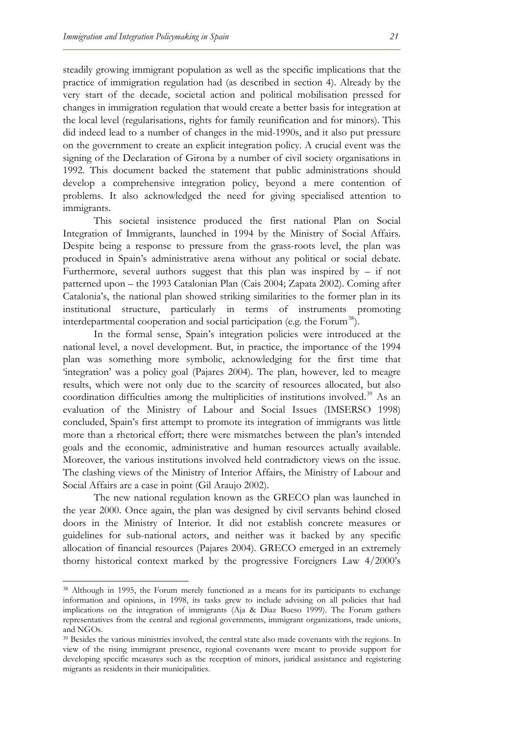steadily growing immigrant population as well as the specific implications that the practice of immigration regulation had (as described in section 4). Already by the very start of the decade, societal action and political mobilisation pressed for changes in immigration regulation that would create a better basis for integration at the local level (regularisations, rights for family reunification and for minors). This did indeed lead to a number of changes in the mid-1990s, and it also put pressure on the government to create an explicit integration policy. A crucial event was the signing of the Declaration of Girona by a number of civil society organisations in 1992. This document backed the statement that public administrations should develop a comprehensive integration policy, beyond a mere contention of problems. It also acknowledged the need for giving specialised attention to immigrants.

This societal insistence produced the first national Plan on Social Integration of Immigrants, launched in 1994 by the Ministry of Social Affairs. Despite being a response to pressure from the grass-roots level, the plan was produced in Spain's administrative arena without any political or social debate. Furthermore, several authors suggest that this plan was inspired by – if not patterned upon – the 1993 Catalonian Plan (Cais 2004; Zapata 2002). Coming after Catalonia's, the national plan showed striking similarities to the former plan in its institutional structure, particularly in terms of instruments promoting interdepartmental cooperation and social participation (e.g. the Forum[38]).

In the formal sense, Spain's integration policies were introduced at the national level, a novel development. But, in practice, the importance of the 1994 plan was something more symbolic, acknowledging for the first time that 'integration' was a policy goal (Pajares 2004). The plan, however, led to meagre results, which were not only due to the scarcity of resources allocated, but also coordination difficulties among the multiplicities of institutions involved.[39] As an evaluation of the Ministry of Labour and Social Issues (IMSERSO 1998) concluded, Spain's first attempt to promote its integration of immigrants was little more than a rhetorical effort; there were mismatches between the plan's intended goals and the economic, administrative and human resources actually available. Moreover, the various institutions involved held contradictory views on the issue. The clashing views of the Ministry of Interior Affairs, the Ministry of Labour and Social Affairs are a case in point (Gil Araujo 2002).

The new national regulation known as the GRECO plan was launched in the year 2000. Once again, the plan was designed by civil servants behind closed doors in the Ministry of Interior. It did not establish concrete measures or guidelines for sub-national actors, and neither was it backed by any specific allocation of financial resources (Pajares 2004). GRECO emerged in an extremely thorny historical context marked by the progressive Foreigners Law 4/2000's

---

[38] Although in 1995, the Forum merely functioned as a means for its participants to exchange information and opinions, in 1998, its tasks grew to include advising on all policies that had implications on the integration of immigrants (Aja & Diaz Bueso 1999). The Forum gathers representatives from the central and regional governments, immigrant organizations, trade unions, and NGOs.

[39] Besides the various ministries involved, the central state also made covenants with the regions. In view of the rising immigrant presence, regional covenants were meant to provide support for developing specific measures such as the reception of minors, juridical assistance and registering migrants as residents in their municipalities.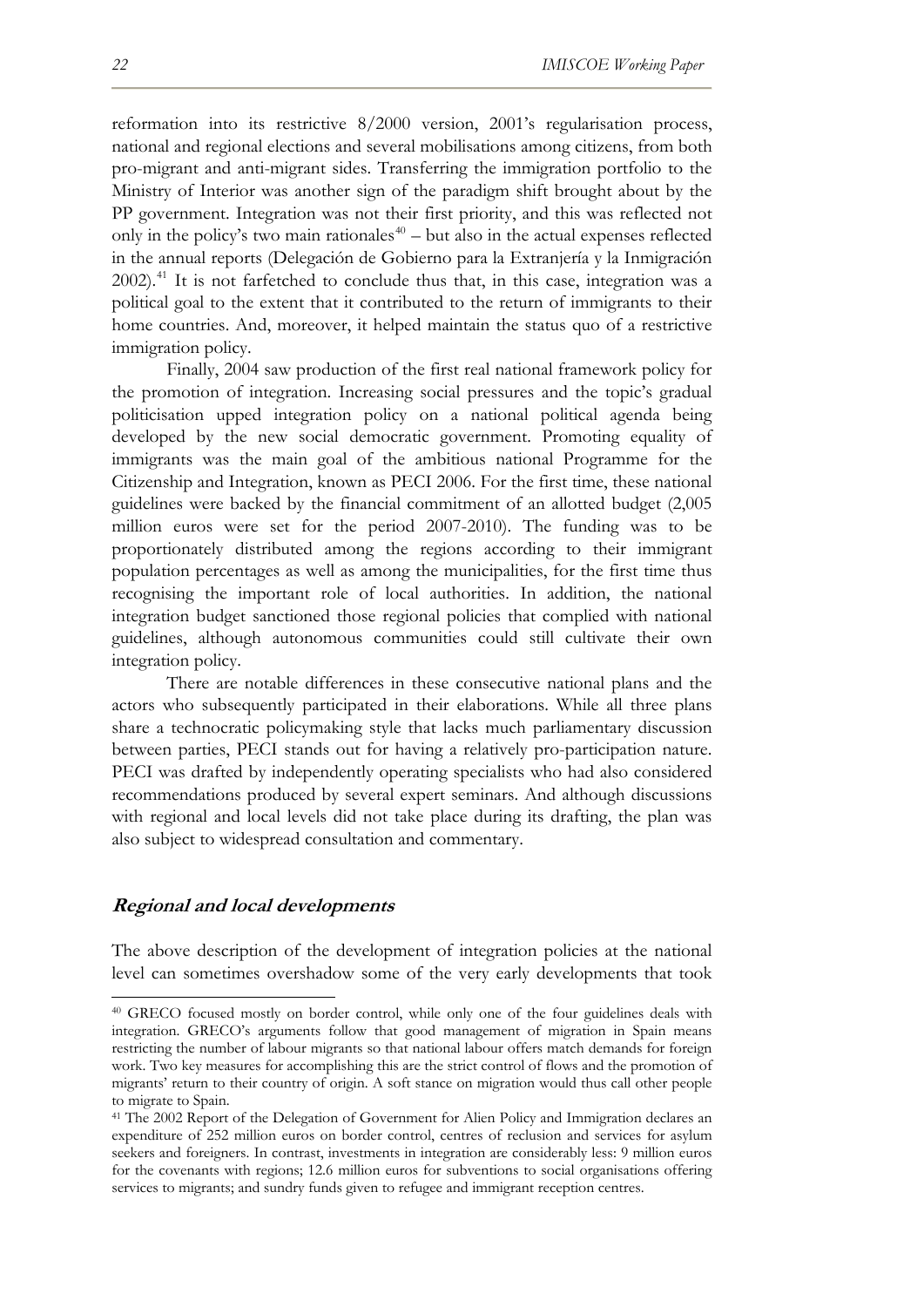reformation into its restrictive 8/2000 version, 2001's regularisation process, national and regional elections and several mobilisations among citizens, from both pro-migrant and anti-migrant sides. Transferring the immigration portfolio to the Ministry of Interior was another sign of the paradigm shift brought about by the PP government. Integration was not their first priority, and this was reflected not only in the policy's two main rationales[40] – but also in the actual expenses reflected in the annual reports (Delegación de Gobierno para la Extranjería y la Inmigración 2002).[41] It is not farfetched to conclude thus that, in this case, integration was a political goal to the extent that it contributed to the return of immigrants to their home countries. And, moreover, it helped maintain the status quo of a restrictive immigration policy.

Finally, 2004 saw production of the first real national framework policy for the promotion of integration. Increasing social pressures and the topic's gradual politicisation upped integration policy on a national political agenda being developed by the new social democratic government. Promoting equality of immigrants was the main goal of the ambitious national Programme for the Citizenship and Integration, known as PECI 2006. For the first time, these national guidelines were backed by the financial commitment of an allotted budget (2,005 million euros were set for the period 2007-2010). The funding was to be proportionately distributed among the regions according to their immigrant population percentages as well as among the municipalities, for the first time thus recognising the important role of local authorities. In addition, the national integration budget sanctioned those regional policies that complied with national guidelines, although autonomous communities could still cultivate their own integration policy.

There are notable differences in these consecutive national plans and the actors who subsequently participated in their elaborations. While all three plans share a technocratic policymaking style that lacks much parliamentary discussion between parties, PECI stands out for having a relatively pro-participation nature. PECI was drafted by independently operating specialists who had also considered recommendations produced by several expert seminars. And although discussions with regional and local levels did not take place during its drafting, the plan was also subject to widespread consultation and commentary.

## *Regional and local developments*

The above description of the development of integration policies at the national level can sometimes overshadow some of the very early developments that took

---

[40] GRECO focused mostly on border control, while only one of the four guidelines deals with integration. GRECO's arguments follow that good management of migration in Spain means restricting the number of labour migrants so that national labour offers match demands for foreign work. Two key measures for accomplishing this are the strict control of flows and the promotion of migrants' return to their country of origin. A soft stance on migration would thus call other people to migrate to Spain.

[41] The 2002 Report of the Delegation of Government for Alien Policy and Immigration declares an expenditure of 252 million euros on border control, centres of reclusion and services for asylum seekers and foreigners. In contrast, investments in integration are considerably less: 9 million euros for the covenants with regions; 12.6 million euros for subventions to social organisations offering services to migrants; and sundry funds given to refugee and immigrant reception centres.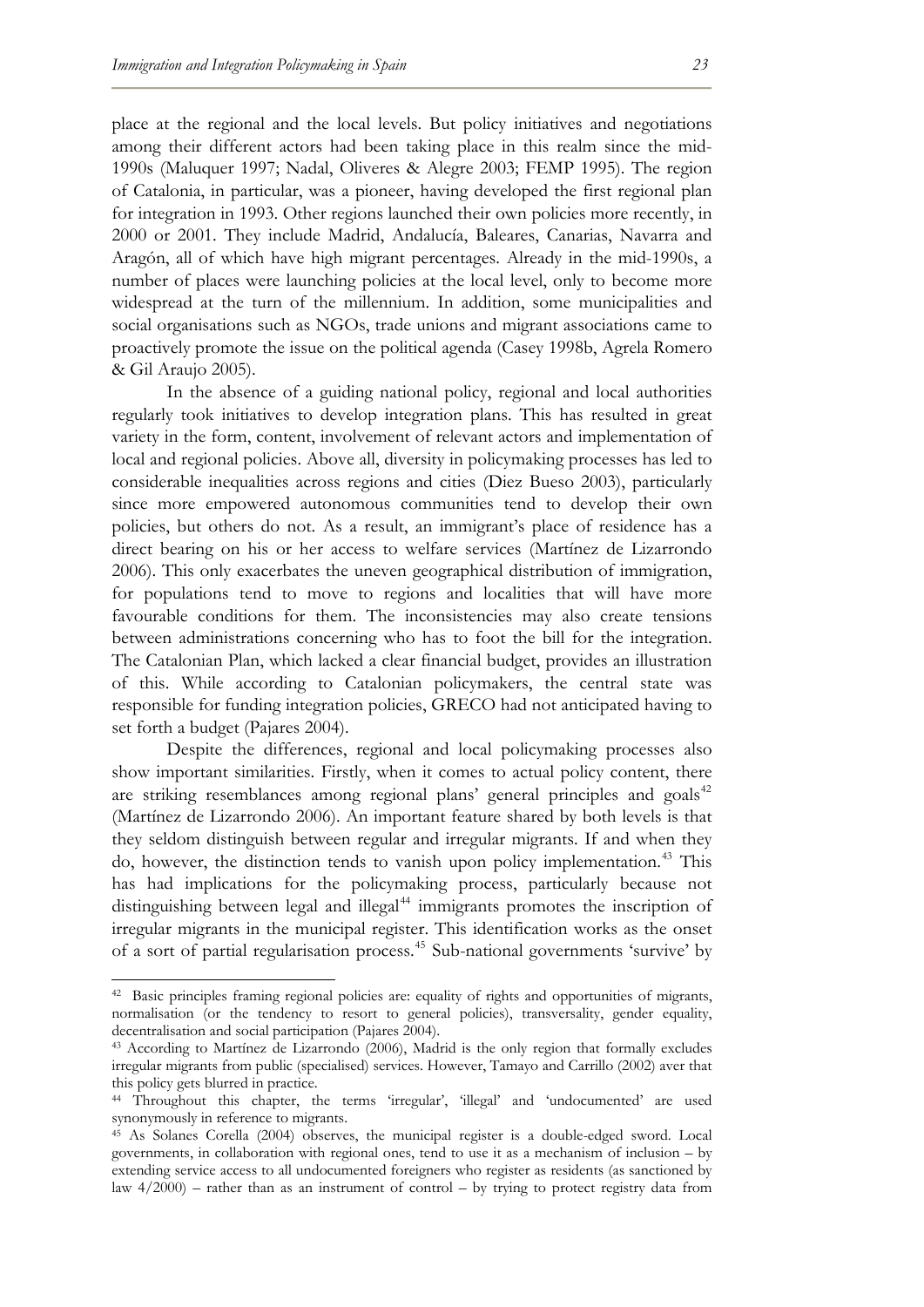place at the regional and the local levels. But policy initiatives and negotiations among their different actors had been taking place in this realm since the mid-1990s (Maluquer 1997; Nadal, Oliveres & Alegre 2003; FEMP 1995). The region of Catalonia, in particular, was a pioneer, having developed the first regional plan for integration in 1993. Other regions launched their own policies more recently, in 2000 or 2001. They include Madrid, Andalucía, Baleares, Canarias, Navarra and Aragón, all of which have high migrant percentages. Already in the mid-1990s, a number of places were launching policies at the local level, only to become more widespread at the turn of the millennium. In addition, some municipalities and social organisations such as NGOs, trade unions and migrant associations came to proactively promote the issue on the political agenda (Casey 1998b, Agrela Romero & Gil Araujo 2005).

In the absence of a guiding national policy, regional and local authorities regularly took initiatives to develop integration plans. This has resulted in great variety in the form, content, involvement of relevant actors and implementation of local and regional policies. Above all, diversity in policymaking processes has led to considerable inequalities across regions and cities (Diez Bueso 2003), particularly since more empowered autonomous communities tend to develop their own policies, but others do not. As a result, an immigrant's place of residence has a direct bearing on his or her access to welfare services (Martínez de Lizarrondo 2006). This only exacerbates the uneven geographical distribution of immigration, for populations tend to move to regions and localities that will have more favourable conditions for them. The inconsistencies may also create tensions between administrations concerning who has to foot the bill for the integration. The Catalonian Plan, which lacked a clear financial budget, provides an illustration of this. While according to Catalonian policymakers, the central state was responsible for funding integration policies, GRECO had not anticipated having to set forth a budget (Pajares 2004).

Despite the differences, regional and local policymaking processes also show important similarities. Firstly, when it comes to actual policy content, there are striking resemblances among regional plans' general principles and goals[42] (Martínez de Lizarrondo 2006). An important feature shared by both levels is that they seldom distinguish between regular and irregular migrants. If and when they do, however, the distinction tends to vanish upon policy implementation.[43] This has had implications for the policymaking process, particularly because not distinguishing between legal and illegal[44] immigrants promotes the inscription of irregular migrants in the municipal register. This identification works as the onset of a sort of partial regularisation process.[45] Sub-national governments 'survive' by

---

[42] Basic principles framing regional policies are: equality of rights and opportunities of migrants, normalisation (or the tendency to resort to general policies), transversality, gender equality, decentralisation and social participation (Pajares 2004).

[43] According to Martínez de Lizarrondo (2006), Madrid is the only region that formally excludes irregular migrants from public (specialised) services. However, Tamayo and Carrillo (2002) aver that this policy gets blurred in practice.

[44] Throughout this chapter, the terms 'irregular', 'illegal' and 'undocumented' are used synonymously in reference to migrants.

[45] As Solanes Corella (2004) observes, the municipal register is a double-edged sword. Local governments, in collaboration with regional ones, tend to use it as a mechanism of inclusion – by extending service access to all undocumented foreigners who register as residents (as sanctioned by law 4/2000) – rather than as an instrument of control – by trying to protect registry data from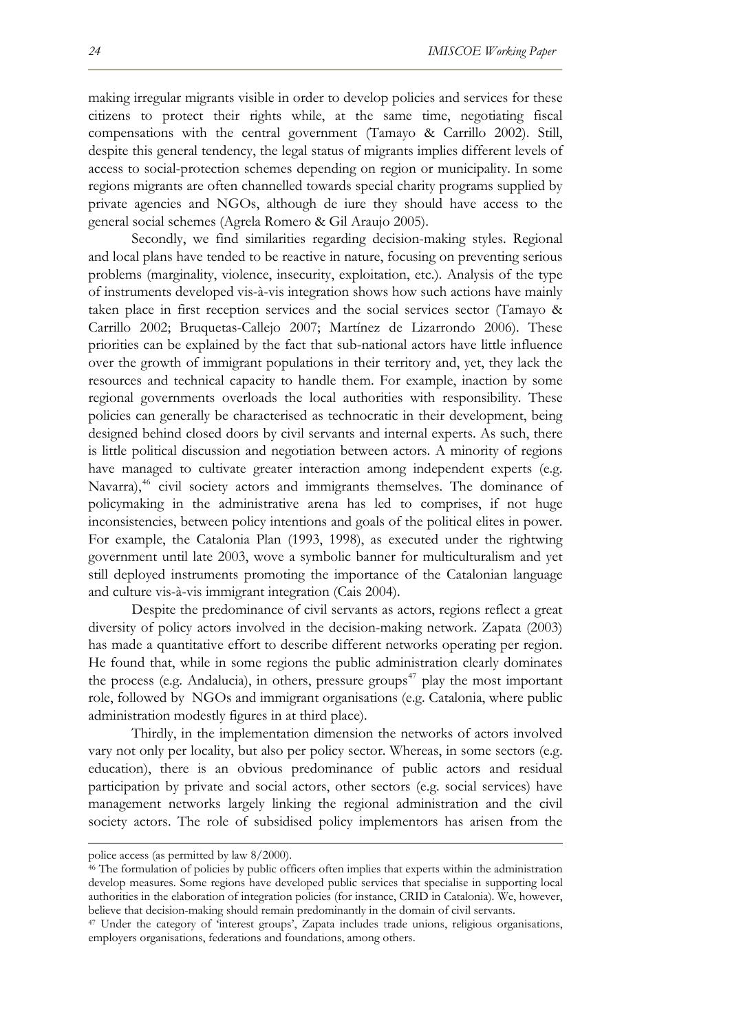making irregular migrants visible in order to develop policies and services for these citizens to protect their rights while, at the same time, negotiating fiscal compensations with the central government (Tamayo & Carrillo 2002). Still, despite this general tendency, the legal status of migrants implies different levels of access to social-protection schemes depending on region or municipality. In some regions migrants are often channelled towards special charity programs supplied by private agencies and NGOs, although de iure they should have access to the general social schemes (Agrela Romero & Gil Araujo 2005).

Secondly, we find similarities regarding decision-making styles. Regional and local plans have tended to be reactive in nature, focusing on preventing serious problems (marginality, violence, insecurity, exploitation, etc.). Analysis of the type of instruments developed vis-à-vis integration shows how such actions have mainly taken place in first reception services and the social services sector (Tamayo & Carrillo 2002; Bruquetas-Callejo 2007; Martínez de Lizarrondo 2006). These priorities can be explained by the fact that sub-national actors have little influence over the growth of immigrant populations in their territory and, yet, they lack the resources and technical capacity to handle them. For example, inaction by some regional governments overloads the local authorities with responsibility. These policies can generally be characterised as technocratic in their development, being designed behind closed doors by civil servants and internal experts. As such, there is little political discussion and negotiation between actors. A minority of regions have managed to cultivate greater interaction among independent experts (e.g. Navarra),[46] civil society actors and immigrants themselves. The dominance of policymaking in the administrative arena has led to comprises, if not huge inconsistencies, between policy intentions and goals of the political elites in power. For example, the Catalonia Plan (1993, 1998), as executed under the rightwing government until late 2003, wove a symbolic banner for multiculturalism and yet still deployed instruments promoting the importance of the Catalonian language and culture vis-à-vis immigrant integration (Cais 2004).

Despite the predominance of civil servants as actors, regions reflect a great diversity of policy actors involved in the decision-making network. Zapata (2003) has made a quantitative effort to describe different networks operating per region. He found that, while in some regions the public administration clearly dominates the process (e.g. Andalucia), in others, pressure groups[47] play the most important role, followed by NGOs and immigrant organisations (e.g. Catalonia, where public administration modestly figures in at third place).

Thirdly, in the implementation dimension the networks of actors involved vary not only per locality, but also per policy sector. Whereas, in some sectors (e.g. education), there is an obvious predominance of public actors and residual participation by private and social actors, other sectors (e.g. social services) have management networks largely linking the regional administration and the civil society actors. The role of subsidised policy implementors has arisen from the

---

police access (as permitted by law 8/2000).

[46] The formulation of policies by public officers often implies that experts within the administration develop measures. Some regions have developed public services that specialise in supporting local authorities in the elaboration of integration policies (for instance, CRID in Catalonia). We, however, believe that decision-making should remain predominantly in the domain of civil servants.

[47] Under the category of 'interest groups', Zapata includes trade unions, religious organisations, employers organisations, federations and foundations, among others.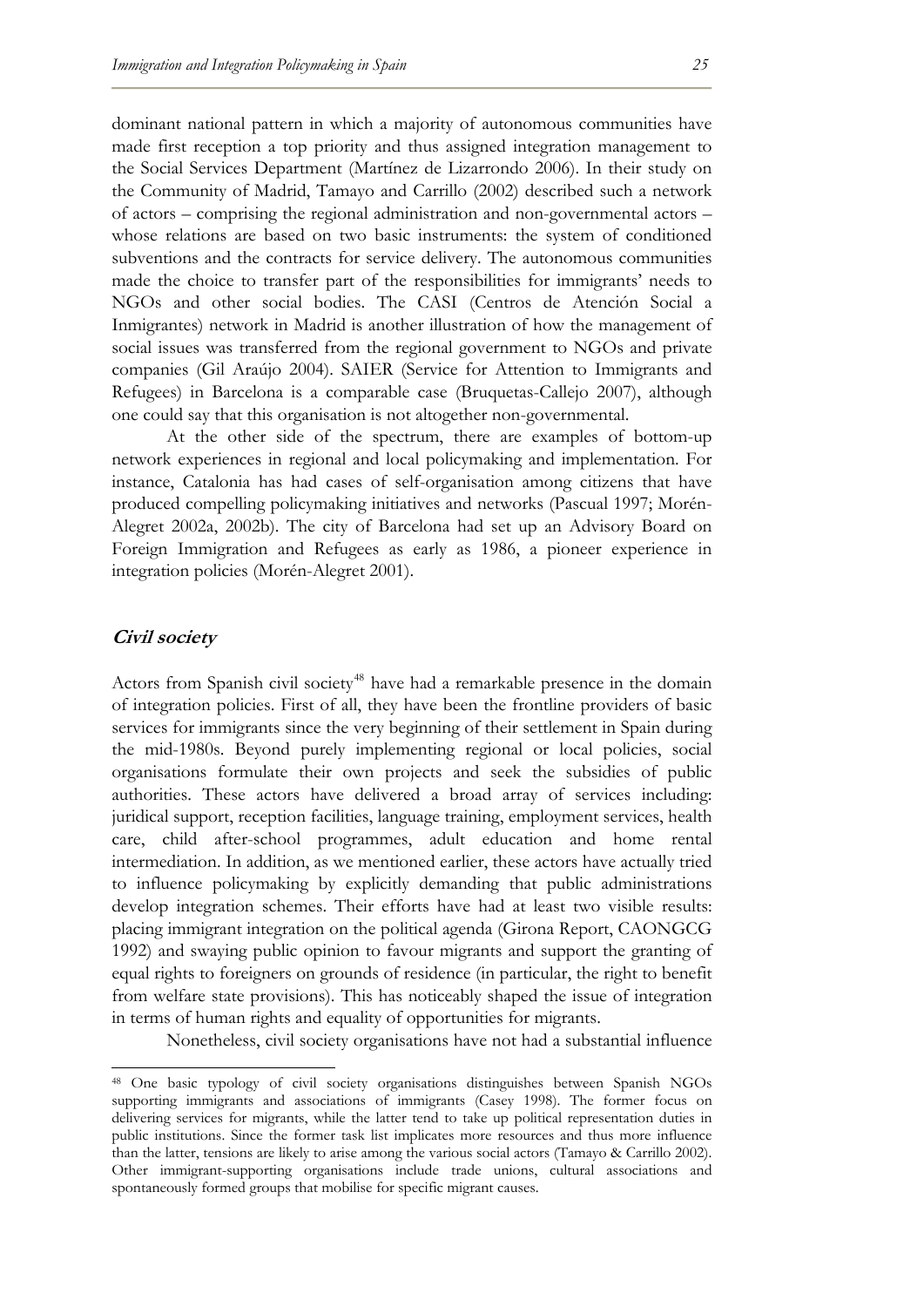dominant national pattern in which a majority of autonomous communities have made first reception a top priority and thus assigned integration management to the Social Services Department (Martínez de Lizarrondo 2006). In their study on the Community of Madrid, Tamayo and Carrillo (2002) described such a network of actors – comprising the regional administration and non-governmental actors – whose relations are based on two basic instruments: the system of conditioned subventions and the contracts for service delivery. The autonomous communities made the choice to transfer part of the responsibilities for immigrants' needs to NGOs and other social bodies. The CASI (Centros de Atención Social a Inmigrantes) network in Madrid is another illustration of how the management of social issues was transferred from the regional government to NGOs and private companies (Gil Araújo 2004). SAIER (Service for Attention to Immigrants and Refugees) in Barcelona is a comparable case (Bruquetas-Callejo 2007), although one could say that this organisation is not altogether non-governmental.

At the other side of the spectrum, there are examples of bottom-up network experiences in regional and local policymaking and implementation. For instance, Catalonia has had cases of self-organisation among citizens that have produced compelling policymaking initiatives and networks (Pascual 1997; Morén-Alegret 2002a, 2002b). The city of Barcelona had set up an Advisory Board on Foreign Immigration and Refugees as early as 1986, a pioneer experience in integration policies (Morén-Alegret 2001).

### *Civil society*

Actors from Spanish civil society[48] have had a remarkable presence in the domain of integration policies. First of all, they have been the frontline providers of basic services for immigrants since the very beginning of their settlement in Spain during the mid-1980s. Beyond purely implementing regional or local policies, social organisations formulate their own projects and seek the subsidies of public authorities. These actors have delivered a broad array of services including: juridical support, reception facilities, language training, employment services, health care, child after-school programmes, adult education and home rental intermediation. In addition, as we mentioned earlier, these actors have actually tried to influence policymaking by explicitly demanding that public administrations develop integration schemes. Their efforts have had at least two visible results: placing immigrant integration on the political agenda (Girona Report, CAONGCG 1992) and swaying public opinion to favour migrants and support the granting of equal rights to foreigners on grounds of residence (in particular, the right to benefit from welfare state provisions). This has noticeably shaped the issue of integration in terms of human rights and equality of opportunities for migrants.

Nonetheless, civil society organisations have not had a substantial influence

---

[48] One basic typology of civil society organisations distinguishes between Spanish NGOs supporting immigrants and associations of immigrants (Casey 1998). The former focus on delivering services for migrants, while the latter tend to take up political representation duties in public institutions. Since the former task list implicates more resources and thus more influence than the latter, tensions are likely to arise among the various social actors (Tamayo & Carrillo 2002). Other immigrant-supporting organisations include trade unions, cultural associations and spontaneously formed groups that mobilise for specific migrant causes.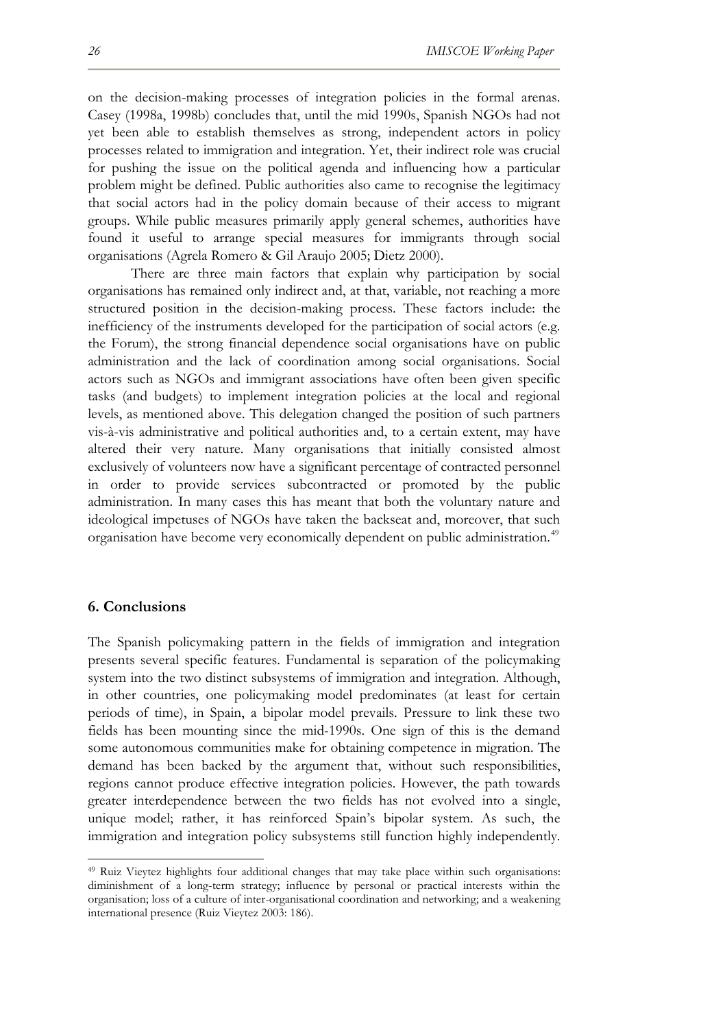on the decision-making processes of integration policies in the formal arenas. Casey (1998a, 1998b) concludes that, until the mid 1990s, Spanish NGOs had not yet been able to establish themselves as strong, independent actors in policy processes related to immigration and integration. Yet, their indirect role was crucial for pushing the issue on the political agenda and influencing how a particular problem might be defined. Public authorities also came to recognise the legitimacy that social actors had in the policy domain because of their access to migrant groups. While public measures primarily apply general schemes, authorities have found it useful to arrange special measures for immigrants through social organisations (Agrela Romero & Gil Araujo 2005; Dietz 2000).

There are three main factors that explain why participation by social organisations has remained only indirect and, at that, variable, not reaching a more structured position in the decision-making process. These factors include: the inefficiency of the instruments developed for the participation of social actors (e.g. the Forum), the strong financial dependence social organisations have on public administration and the lack of coordination among social organisations. Social actors such as NGOs and immigrant associations have often been given specific tasks (and budgets) to implement integration policies at the local and regional levels, as mentioned above. This delegation changed the position of such partners vis-à-vis administrative and political authorities and, to a certain extent, may have altered their very nature. Many organisations that initially consisted almost exclusively of volunteers now have a significant percentage of contracted personnel in order to provide services subcontracted or promoted by the public administration. In many cases this has meant that both the voluntary nature and ideological impetuses of NGOs have taken the backseat and, moreover, that such organisation have become very economically dependent on public administration.[49]

## 6. Conclusions

The Spanish policymaking pattern in the fields of immigration and integration presents several specific features. Fundamental is separation of the policymaking system into the two distinct subsystems of immigration and integration. Although, in other countries, one policymaking model predominates (at least for certain periods of time), in Spain, a bipolar model prevails. Pressure to link these two fields has been mounting since the mid-1990s. One sign of this is the demand some autonomous communities make for obtaining competence in migration. The demand has been backed by the argument that, without such responsibilities, regions cannot produce effective integration policies. However, the path towards greater interdependence between the two fields has not evolved into a single, unique model; rather, it has reinforced Spain's bipolar system. As such, the immigration and integration policy subsystems still function highly independently.

[49] Ruiz Vieytez highlights four additional changes that may take place within such organisations: diminishment of a long-term strategy; influence by personal or practical interests within the organisation; loss of a culture of inter-organisational coordination and networking; and a weakening international presence (Ruiz Vieytez 2003: 186).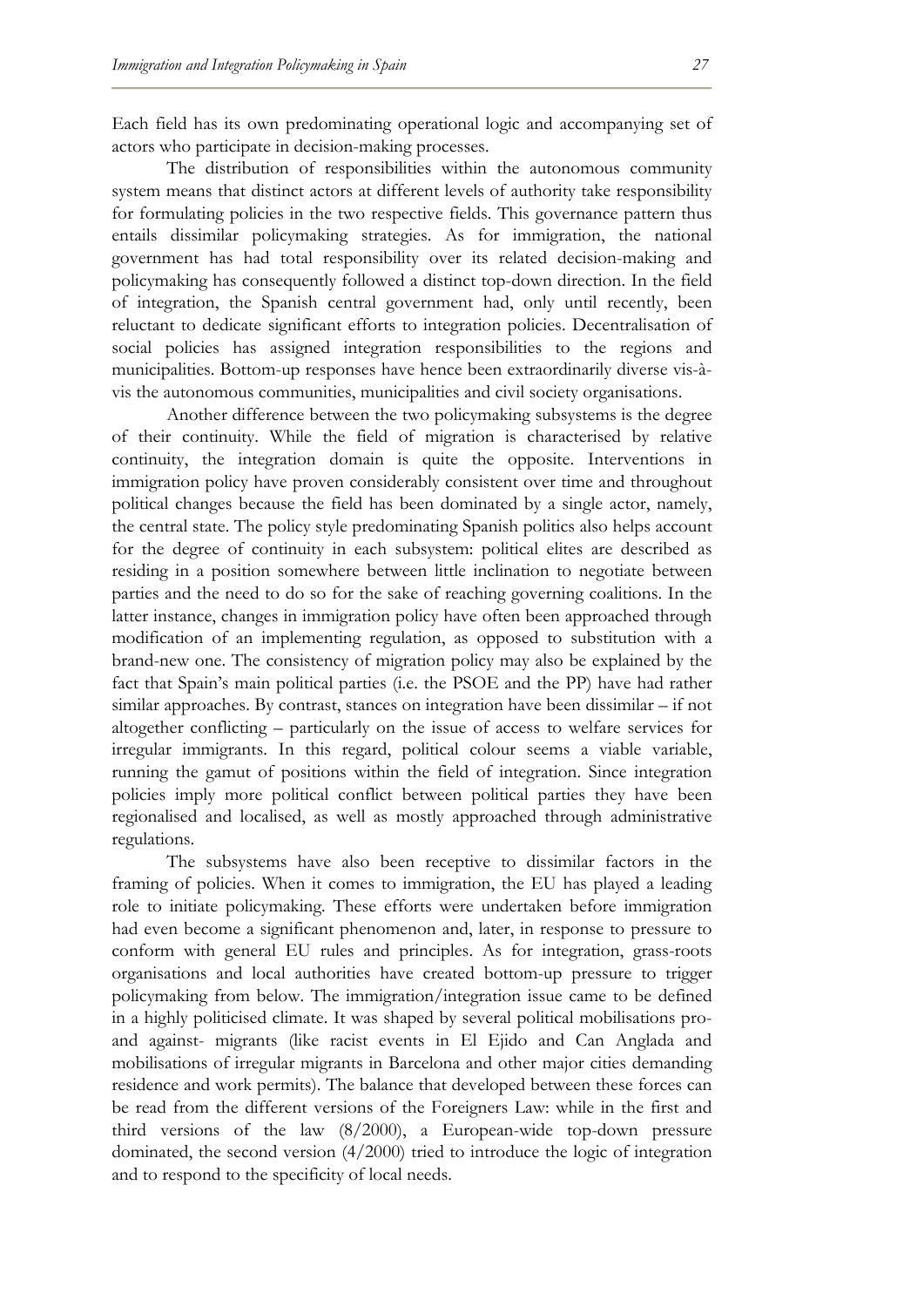Each field has its own predominating operational logic and accompanying set of actors who participate in decision-making processes.

The distribution of responsibilities within the autonomous community system means that distinct actors at different levels of authority take responsibility for formulating policies in the two respective fields. This governance pattern thus entails dissimilar policymaking strategies. As for immigration, the national government has had total responsibility over its related decision-making and policymaking has consequently followed a distinct top-down direction. In the field of integration, the Spanish central government had, only until recently, been reluctant to dedicate significant efforts to integration policies. Decentralisation of social policies has assigned integration responsibilities to the regions and municipalities. Bottom-up responses have hence been extraordinarily diverse vis-à-vis the autonomous communities, municipalities and civil society organisations.

Another difference between the two policymaking subsystems is the degree of their continuity. While the field of migration is characterised by relative continuity, the integration domain is quite the opposite. Interventions in immigration policy have proven considerably consistent over time and throughout political changes because the field has been dominated by a single actor, namely, the central state. The policy style predominating Spanish politics also helps account for the degree of continuity in each subsystem: political elites are described as residing in a position somewhere between little inclination to negotiate between parties and the need to do so for the sake of reaching governing coalitions. In the latter instance, changes in immigration policy have often been approached through modification of an implementing regulation, as opposed to substitution with a brand-new one. The consistency of migration policy may also be explained by the fact that Spain's main political parties (i.e. the PSOE and the PP) have had rather similar approaches. By contrast, stances on integration have been dissimilar – if not altogether conflicting – particularly on the issue of access to welfare services for irregular immigrants. In this regard, political colour seems a viable variable, running the gamut of positions within the field of integration. Since integration policies imply more political conflict between political parties they have been regionalised and localised, as well as mostly approached through administrative regulations.

The subsystems have also been receptive to dissimilar factors in the framing of policies. When it comes to immigration, the EU has played a leading role to initiate policymaking. These efforts were undertaken before immigration had even become a significant phenomenon and, later, in response to pressure to conform with general EU rules and principles. As for integration, grass-roots organisations and local authorities have created bottom-up pressure to trigger policymaking from below. The immigration/integration issue came to be defined in a highly politicised climate. It was shaped by several political mobilisations pro- and against- migrants (like racist events in El Ejido and Can Anglada and mobilisations of irregular migrants in Barcelona and other major cities demanding residence and work permits). The balance that developed between these forces can be read from the different versions of the Foreigners Law: while in the first and third versions of the law (8/2000), a European-wide top-down pressure dominated, the second version (4/2000) tried to introduce the logic of integration and to respond to the specificity of local needs.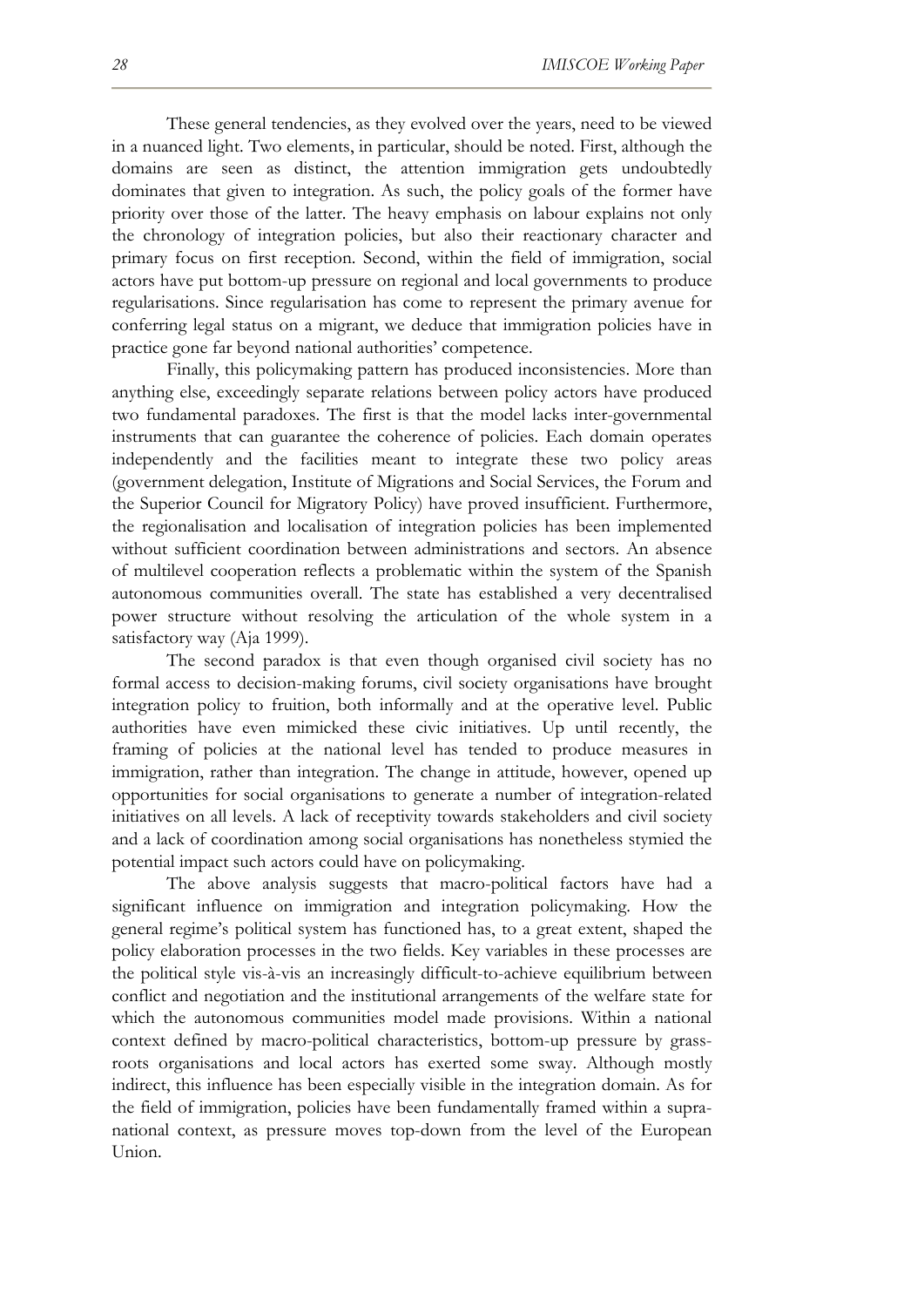These general tendencies, as they evolved over the years, need to be viewed in a nuanced light. Two elements, in particular, should be noted. First, although the domains are seen as distinct, the attention immigration gets undoubtedly dominates that given to integration. As such, the policy goals of the former have priority over those of the latter. The heavy emphasis on labour explains not only the chronology of integration policies, but also their reactionary character and primary focus on first reception. Second, within the field of immigration, social actors have put bottom-up pressure on regional and local governments to produce regularisations. Since regularisation has come to represent the primary avenue for conferring legal status on a migrant, we deduce that immigration policies have in practice gone far beyond national authorities' competence.

Finally, this policymaking pattern has produced inconsistencies. More than anything else, exceedingly separate relations between policy actors have produced two fundamental paradoxes. The first is that the model lacks inter-governmental instruments that can guarantee the coherence of policies. Each domain operates independently and the facilities meant to integrate these two policy areas (government delegation, Institute of Migrations and Social Services, the Forum and the Superior Council for Migratory Policy) have proved insufficient. Furthermore, the regionalisation and localisation of integration policies has been implemented without sufficient coordination between administrations and sectors. An absence of multilevel cooperation reflects a problematic within the system of the Spanish autonomous communities overall. The state has established a very decentralised power structure without resolving the articulation of the whole system in a satisfactory way (Aja 1999).

The second paradox is that even though organised civil society has no formal access to decision-making forums, civil society organisations have brought integration policy to fruition, both informally and at the operative level. Public authorities have even mimicked these civic initiatives. Up until recently, the framing of policies at the national level has tended to produce measures in immigration, rather than integration. The change in attitude, however, opened up opportunities for social organisations to generate a number of integration-related initiatives on all levels. A lack of receptivity towards stakeholders and civil society and a lack of coordination among social organisations has nonetheless stymied the potential impact such actors could have on policymaking.

The above analysis suggests that macro-political factors have had a significant influence on immigration and integration policymaking. How the general regime's political system has functioned has, to a great extent, shaped the policy elaboration processes in the two fields. Key variables in these processes are the political style vis-à-vis an increasingly difficult-to-achieve equilibrium between conflict and negotiation and the institutional arrangements of the welfare state for which the autonomous communities model made provisions. Within a national context defined by macro-political characteristics, bottom-up pressure by grass-roots organisations and local actors has exerted some sway. Although mostly indirect, this influence has been especially visible in the integration domain. As for the field of immigration, policies have been fundamentally framed within a supra-national context, as pressure moves top-down from the level of the European Union.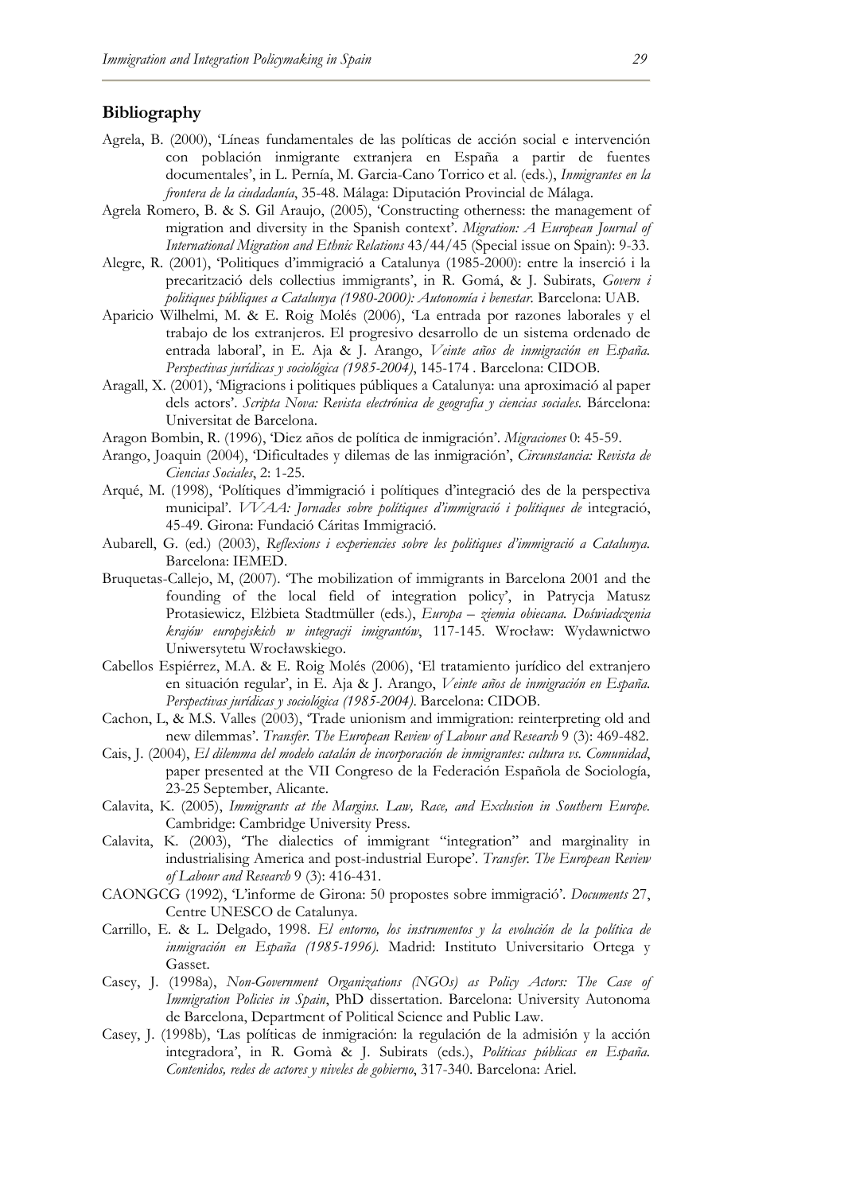## Bibliography

Agrela, B. (2000), 'Líneas fundamentales de las políticas de acción social e intervención con población inmigrante extranjera en España a partir de fuentes documentales', in L. Pernía, M. Garcia-Cano Torrico et al. (eds.), *Inmigrantes en la frontera de la ciudadanía*, 35-48. Málaga: Diputación Provincial de Málaga.

Agrela Romero, B. & S. Gil Araujo, (2005), 'Constructing otherness: the management of migration and diversity in the Spanish context'. *Migration: A European Journal of International Migration and Ethnic Relations* 43/44/45 (Special issue on Spain): 9-33.

Alegre, R. (2001), 'Politiques d'immigració a Catalunya (1985-2000): entre la inserció i la precarització dels collectius immigrants', in R. Gomá, & J. Subirats, *Govern i politiques públiques a Catalunya (1980-2000): Autonomía i benestar*. Barcelona: UAB.

Aparicio Wilhelmi, M. & E. Roig Molés (2006), 'La entrada por razones laborales y el trabajo de los extranjeros. El progresivo desarrollo de un sistema ordenado de entrada laboral', in E. Aja & J. Arango, *Veinte años de inmigración en España. Perspectivas jurídicas y sociológica (1985-2004)*, 145-174 . Barcelona: CIDOB.

Aragall, X. (2001), 'Migracions i politiques públiques a Catalunya: una aproximació al paper dels actors'. *Scripta Nova: Revista electrónica de geografía y ciencias sociales.* Bárcelona: Universitat de Barcelona.

Aragon Bombin, R. (1996), 'Diez años de política de inmigración'. *Migraciones* 0: 45-59.

Arango, Joaquin (2004), 'Dificultades y dilemas de las inmigración', *Circunstancia: Revista de Ciencias Sociales*, 2: 1-25.

Arqué, M. (1998), 'Polítiques d'immigració i polítiques d'integració des de la perspectiva municipal'. *VVAA: Jornades sobre polítiques d'immigració i polítiques de* integració, 45-49. Girona: Fundació Cáritas Immigració.

Aubarell, G. (ed.) (2003), *Reflexions i experiencies sobre les politiques d'immigració a Catalunya.* Barcelona: IEMED.

Bruquetas-Callejo, M, (2007). 'The mobilization of immigrants in Barcelona 2001 and the founding of the local field of integration policy', in Patrycja Matusz Protasiewicz, Elżbieta Stadtmüller (eds.), *Europa – ziemia obiecana. Doświadczenia krajów europejskich w integracji imigrantów*, 117-145. Wrocław: Wydawnictwo Uniwersytetu Wrocławskiego.

Cabellos Espiérrez, M.A. & E. Roig Molés (2006), 'El tratamiento jurídico del extranjero en situación regular', in E. Aja & J. Arango, *Veinte años de inmigración en España. Perspectivas jurídicas y sociológica (1985-2004)*. Barcelona: CIDOB.

Cachon, L, & M.S. Valles (2003), 'Trade unionism and immigration: reinterpreting old and new dilemmas'. *Transfer. The European Review of Labour and Research* 9 (3): 469-482.

Cais, J. (2004), *El dilemma del modelo catalán de incorporación de inmigrantes: cultura vs. Comunidad*, paper presented at the VII Congreso de la Federación Española de Sociología, 23-25 September, Alicante.

Calavita, K. (2005), *Immigrants at the Margins. Law, Race, and Exclusion in Southern Europe.* Cambridge: Cambridge University Press.

Calavita, K. (2003), 'The dialectics of immigrant "integration" and marginality in industrialising America and post-industrial Europe'. *Transfer. The European Review of Labour and Research* 9 (3): 416-431.

CAONGCG (1992), 'L'informe de Girona: 50 propostes sobre immigració'. *Documents* 27, Centre UNESCO de Catalunya.

Carrillo, E. & L. Delgado, 1998. *El entorno, los instrumentos y la evolución de la política de inmigración en España (1985-1996).* Madrid: Instituto Universitario Ortega y Gasset.

Casey, J. (1998a), *Non-Government Organizations (NGOs) as Policy Actors: The Case of Immigration Policies in Spain*, PhD dissertation. Barcelona: University Autonoma de Barcelona, Department of Political Science and Public Law.

Casey, J. (1998b), 'Las políticas de inmigración: la regulación de la admisión y la acción integradora', in R. Gomà & J. Subirats (eds.), *Políticas públicas en España. Contenidos, redes de actores y niveles de gobierno*, 317-340. Barcelona: Ariel.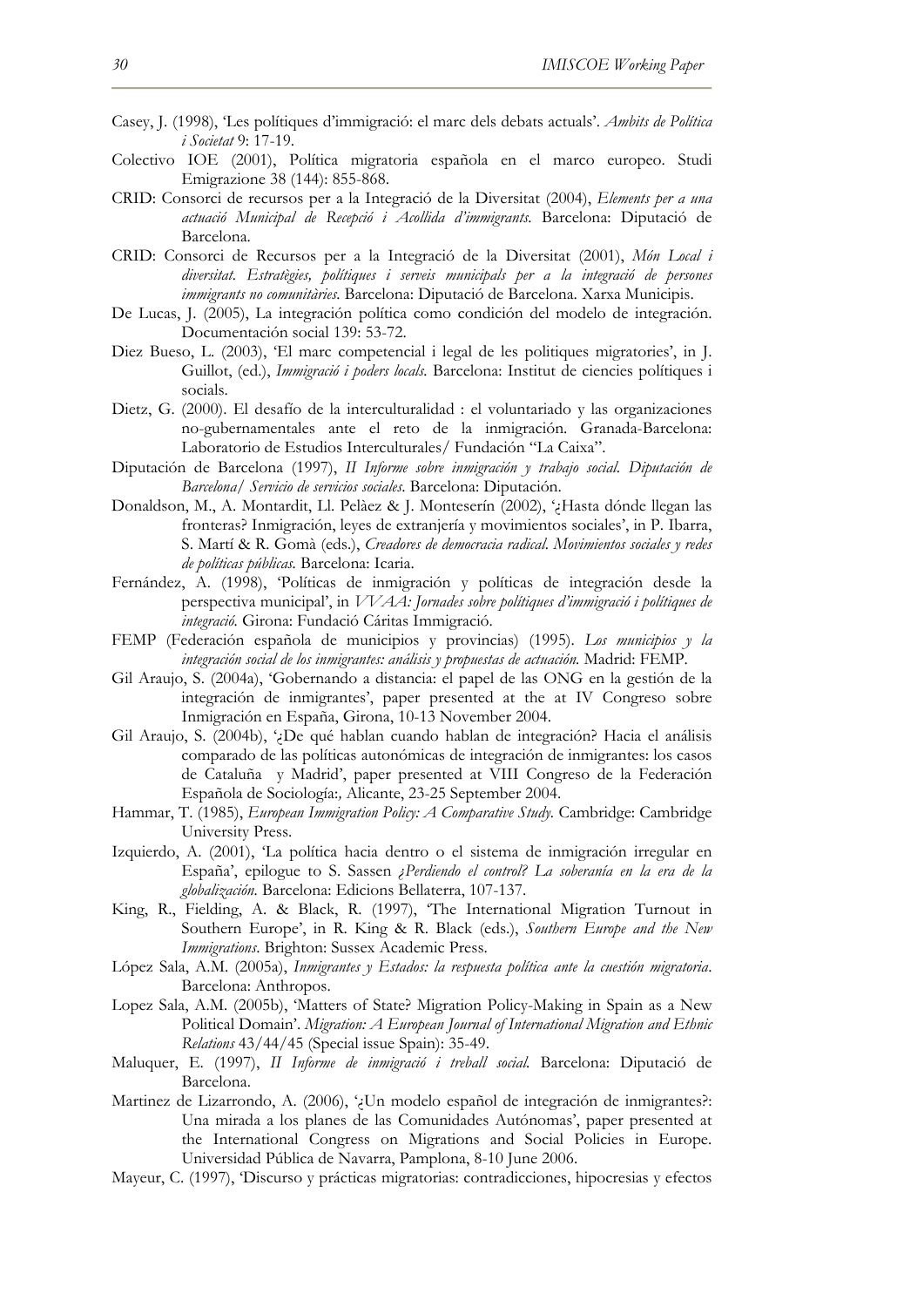Casey, J. (1998), 'Les polítiques d'immigració: el marc dels debats actuals'. *Ambits de Política i Societat* 9: 17-19.

Colectivo IOE (2001), Política migratoria española en el marco europeo. Studi Emigrazione 38 (144): 855-868.

CRID: Consorci de recursos per a la Integració de la Diversitat (2004), *Elements per a una actuació Municipal de Recepció i Acollida d'immigrants*. Barcelona: Diputació de Barcelona.

CRID: Consorci de Recursos per a la Integració de la Diversitat (2001), *Món Local i diversitat. Estratègies, polítiques i serveis municipals per a la integració de persones immigrants no comunitàries*. Barcelona: Diputació de Barcelona. Xarxa Municipis.

De Lucas, J. (2005), La integración política como condición del modelo de integración. Documentación social 139: 53-72.

Diez Bueso, L. (2003), 'El marc competencial i legal de les politiques migratories', in J. Guillot, (ed.), *Immigració i poders locals*. Barcelona: Institut de ciencies polítiques i socials.

Dietz, G. (2000). El desafío de la interculturalidad : el voluntariado y las organizaciones no-gubernamentales ante el reto de la inmigración. Granada-Barcelona: Laboratorio de Estudios Interculturales/ Fundación "La Caixa".

Diputación de Barcelona (1997), *II Informe sobre inmigración y trabajo social. Diputación de Barcelona/ Servicio de servicios sociales*. Barcelona: Diputación.

Donaldson, M., A. Montardit, Ll. Pelàez & J. Monteserín (2002), '¿Hasta dónde llegan las fronteras? Inmigración, leyes de extranjería y movimientos sociales', in P. Ibarra, S. Martí & R. Gomà (eds.), *Creadores de democracia radical. Movimientos sociales y redes de políticas públicas*. Barcelona: Icaria.

Fernández, A. (1998), 'Políticas de inmigración y políticas de integración desde la perspectiva municipal', in *VVAA: Jornades sobre polítiques d'immigració i polítiques de integració*. Girona: Fundació Cáritas Immigració.

FEMP (Federación española de municipios y provincias) (1995). *Los municipios y la integración social de los inmigrantes: análisis y propuestas de actuación*. Madrid: FEMP.

Gil Araujo, S. (2004a), 'Gobernando a distancia: el papel de las ONG en la gestión de la integración de inmigrantes', paper presented at the at IV Congreso sobre Inmigración en España, Girona, 10-13 November 2004.

Gil Araujo, S. (2004b), '¿De qué hablan cuando hablan de integración? Hacia el análisis comparado de las políticas autonómicas de integración de inmigrantes: los casos de Cataluña y Madrid', paper presented at VIII Congreso de la Federación Española de Sociología:, Alicante, 23-25 September 2004.

Hammar, T. (1985), *European Immigration Policy: A Comparative Study*. Cambridge: Cambridge University Press.

Izquierdo, A. (2001), 'La política hacia dentro o el sistema de inmigración irregular en España', epilogue to S. Sassen *¿Perdiendo el control? La soberanía en la era de la globalización*. Barcelona: Edicions Bellaterra, 107-137.

King, R., Fielding, A. & Black, R. (1997), 'The International Migration Turnout in Southern Europe', in R. King & R. Black (eds.), *Southern Europe and the New Immigrations*. Brighton: Sussex Academic Press.

López Sala, A.M. (2005a), *Inmigrantes y Estados: la respuesta política ante la cuestión migratoria*. Barcelona: Anthropos.

Lopez Sala, A.M. (2005b), 'Matters of State? Migration Policy-Making in Spain as a New Political Domain'. *Migration: A European Journal of International Migration and Ethnic Relations* 43/44/45 (Special issue Spain): 35-49.

Maluquer, E. (1997), *II Informe de inmigració i treball social*. Barcelona: Diputació de Barcelona.

Martinez de Lizarrondo, A. (2006), '¿Un modelo español de integración de inmigrantes?: Una mirada a los planes de las Comunidades Autónomas', paper presented at the International Congress on Migrations and Social Policies in Europe. Universidad Pública de Navarra, Pamplona, 8-10 June 2006.

Mayeur, C. (1997), 'Discurso y prácticas migratorias: contradicciones, hipocresias y efectos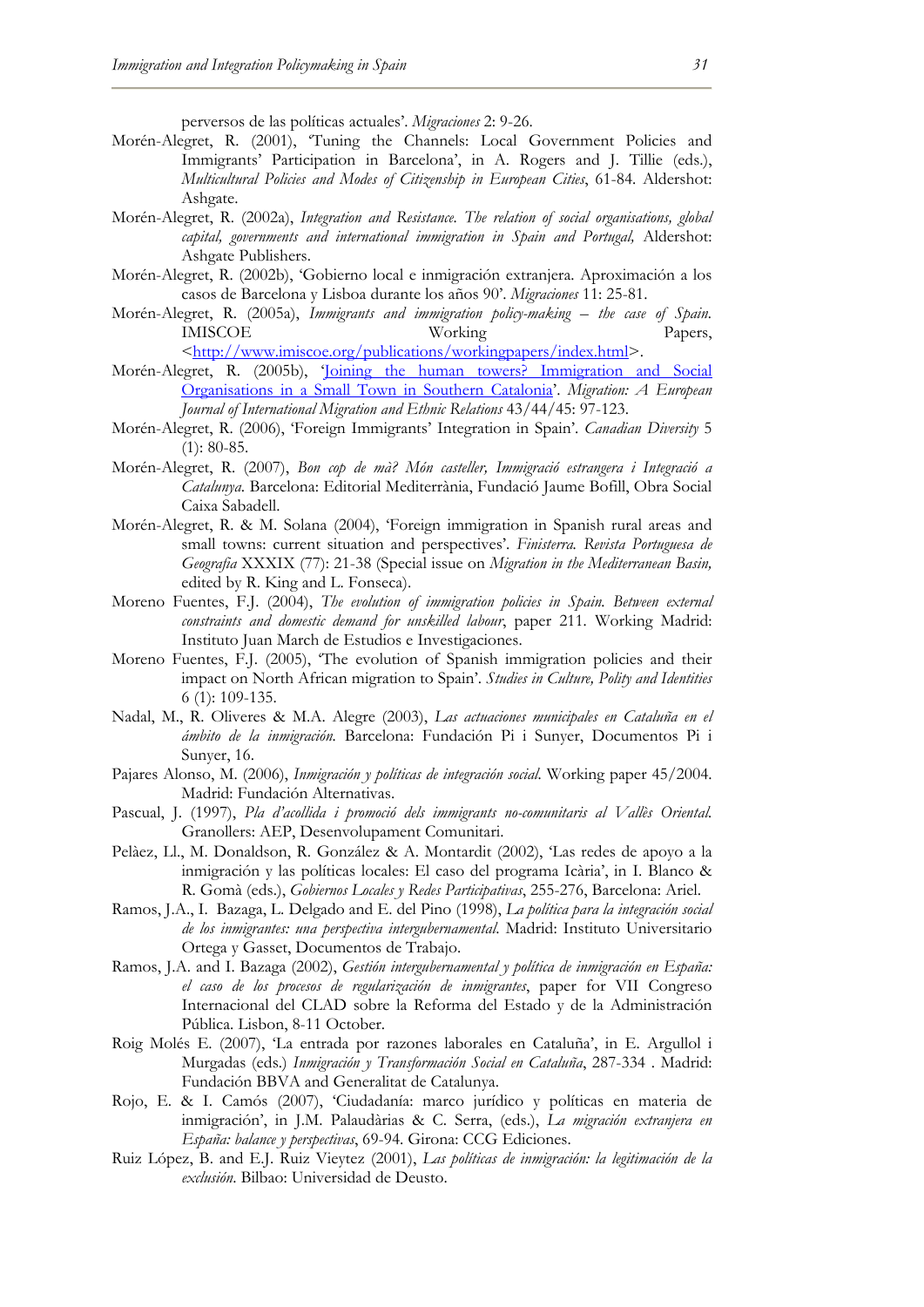perversos de las políticas actuales'. *Migraciones* 2: 9-26.

Morén-Alegret, R. (2001), 'Tuning the Channels: Local Government Policies and Immigrants' Participation in Barcelona', in A. Rogers and J. Tillie (eds.), *Multicultural Policies and Modes of Citizenship in European Cities*, 61-84. Aldershot: Ashgate.

Morén-Alegret, R. (2002a), *Integration and Resistance. The relation of social organisations, global capital, governments and international immigration in Spain and Portugal,* Aldershot: Ashgate Publishers.

Morén-Alegret, R. (2002b), 'Gobierno local e inmigración extranjera. Aproximación a los casos de Barcelona y Lisboa durante los años 90'. *Migraciones* 11: 25-81.

Morén-Alegret, R. (2005a), *Immigrants and immigration policy-making – the case of Spain.* IMISCOE Working Papers, <http://www.imiscoe.org/publications/workingpapers/index.html>.

Morén-Alegret, R. (2005b), 'Joining the human towers? Immigration and Social Organisations in a Small Town in Southern Catalonia'. *Migration: A European Journal of International Migration and Ethnic Relations* 43/44/45: 97-123.

Morén-Alegret, R. (2006), 'Foreign Immigrants' Integration in Spain'. *Canadian Diversity* 5 (1): 80-85.

Morén-Alegret, R. (2007), *Bon cop de mà? Món casteller, Immigració estrangera i Integració a Catalunya.* Barcelona: Editorial Mediterrània, Fundació Jaume Bofill, Obra Social Caixa Sabadell.

Morén-Alegret, R. & M. Solana (2004), 'Foreign immigration in Spanish rural areas and small towns: current situation and perspectives'. *Finisterra. Revista Portuguesa de Geografia* XXXIX (77): 21-38 (Special issue on *Migration in the Mediterranean Basin,* edited by R. King and L. Fonseca).

Moreno Fuentes, F.J. (2004), *The evolution of immigration policies in Spain. Between external constraints and domestic demand for unskilled labour*, paper 211. Working Madrid: Instituto Juan March de Estudios e Investigaciones.

Moreno Fuentes, F.J. (2005), 'The evolution of Spanish immigration policies and their impact on North African migration to Spain'. *Studies in Culture, Polity and Identities* 6 (1): 109-135.

Nadal, M., R. Oliveres & M.A. Alegre (2003), *Las actuaciones municipales en Cataluña en el ámbito de la inmigración.* Barcelona: Fundación Pi i Sunyer, Documentos Pi i Sunyer, 16.

Pajares Alonso, M. (2006), *Inmigración y políticas de integración social.* Working paper 45/2004. Madrid: Fundación Alternativas.

Pascual, J. (1997), *Pla d'acollida i promoció dels immigrants no-comunitaris al Vallès Oriental.* Granollers: AEP, Desenvolupament Comunitari.

Pelàez, Ll., M. Donaldson, R. González & A. Montardit (2002), 'Las redes de apoyo a la inmigración y las políticas locales: El caso del programa Icària', in I. Blanco & R. Gomà (eds.), *Gobiernos Locales y Redes Participativas*, 255-276, Barcelona: Ariel.

Ramos, J.A., I. Bazaga, L. Delgado and E. del Pino (1998), *La política para la integración social de los inmigrantes: una perspectiva intergubernamental.* Madrid: Instituto Universitario Ortega y Gasset, Documentos de Trabajo.

Ramos, J.A. and I. Bazaga (2002), *Gestión intergubernamental y política de inmigración en España: el caso de los procesos de regularización de inmigrantes*, paper for VII Congreso Internacional del CLAD sobre la Reforma del Estado y de la Administración Pública. Lisbon, 8-11 October.

Roig Molés E. (2007), 'La entrada por razones laborales en Cataluña', in E. Argullol i Murgadas (eds.) *Inmigración y Transformación Social en Cataluña*, 287-334 . Madrid: Fundación BBVA and Generalitat de Catalunya.

Rojo, E. & I. Camós (2007), 'Ciudadanía: marco jurídico y políticas en materia de inmigración', in J.M. Palaudàrias & C. Serra, (eds.), *La migración extranjera en España: balance y perspectivas*, 69-94. Girona: CCG Ediciones.

Ruiz López, B. and E.J. Ruiz Vieytez (2001), *Las políticas de inmigración: la legitimación de la exclusión.* Bilbao: Universidad de Deusto.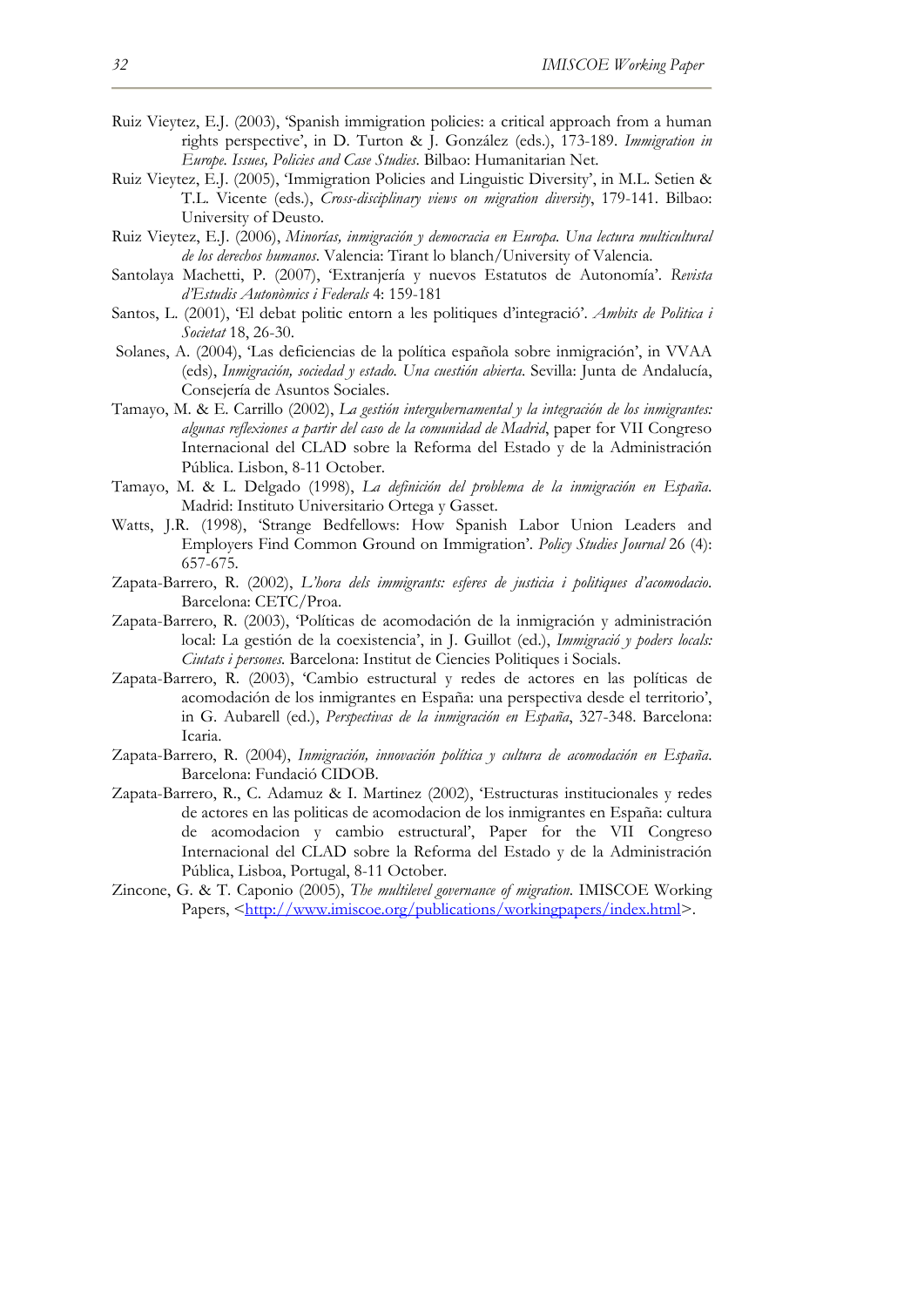Ruiz Vieytez, E.J. (2003), 'Spanish immigration policies: a critical approach from a human rights perspective', in D. Turton & J. González (eds.), 173-189. *Immigration in Europe. Issues, Policies and Case Studies*. Bilbao: Humanitarian Net.

Ruiz Vieytez, E.J. (2005), 'Immigration Policies and Linguistic Diversity', in M.L. Setien & T.L. Vicente (eds.), *Cross-disciplinary views on migration diversity*, 179-141. Bilbao: University of Deusto.

Ruiz Vieytez, E.J. (2006), *Minorías, inmigración y democracia en Europa. Una lectura multicultural de los derechos humanos*. Valencia: Tirant lo blanch/University of Valencia.

Santolaya Machetti, P. (2007), 'Extranjería y nuevos Estatutos de Autonomía'. *Revista d'Estudis Autonòmics i Federals* 4: 159-181

Santos, L. (2001), 'El debat politic entorn a les politiques d'integració'. *Ambits de Politica i Societat* 18, 26-30.

Solanes, A. (2004), 'Las deficiencias de la política española sobre inmigración', in VVAA (eds), *Inmigración, sociedad y estado. Una cuestión abierta*. Sevilla: Junta de Andalucía, Consejería de Asuntos Sociales.

Tamayo, M. & E. Carrillo (2002), *La gestión intergubernamental y la integración de los inmigrantes: algunas reflexiones a partir del caso de la comunidad de Madrid*, paper for VII Congreso Internacional del CLAD sobre la Reforma del Estado y de la Administración Pública. Lisbon, 8-11 October.

Tamayo, M. & L. Delgado (1998), *La definición del problema de la inmigración en España*. Madrid: Instituto Universitario Ortega y Gasset.

Watts, J.R. (1998), 'Strange Bedfellows: How Spanish Labor Union Leaders and Employers Find Common Ground on Immigration'. *Policy Studies Journal* 26 (4): 657-675.

Zapata-Barrero, R. (2002), *L'hora dels immigrants: esferes de justicia i politiques d'acomodacio*. Barcelona: CETC/Proa.

Zapata-Barrero, R. (2003), 'Políticas de acomodación de la inmigración y administración local: La gestión de la coexistencia', in J. Guillot (ed.), *Immigració y poders locals: Ciutats i persones*. Barcelona: Institut de Ciencies Politiques i Socials.

Zapata-Barrero, R. (2003), 'Cambio estructural y redes de actores en las políticas de acomodación de los inmigrantes en España: una perspectiva desde el territorio', in G. Aubarell (ed.), *Perspectivas de la inmigración en España*, 327-348. Barcelona: Icaria.

Zapata-Barrero, R. (2004), *Inmigración, innovación política y cultura de acomodación en España*. Barcelona: Fundació CIDOB.

Zapata-Barrero, R., C. Adamuz & I. Martinez (2002), 'Estructuras institucionales y redes de actores en las politicas de acomodacion de los inmigrantes en España: cultura de acomodacion y cambio estructural', Paper for the VII Congreso Internacional del CLAD sobre la Reforma del Estado y de la Administración Pública, Lisboa, Portugal, 8-11 October.

Zincone, G. & T. Caponio (2005), *The multilevel governance of migration*. IMISCOE Working Papers, <http://www.imiscoe.org/publications/workingpapers/index.html>.